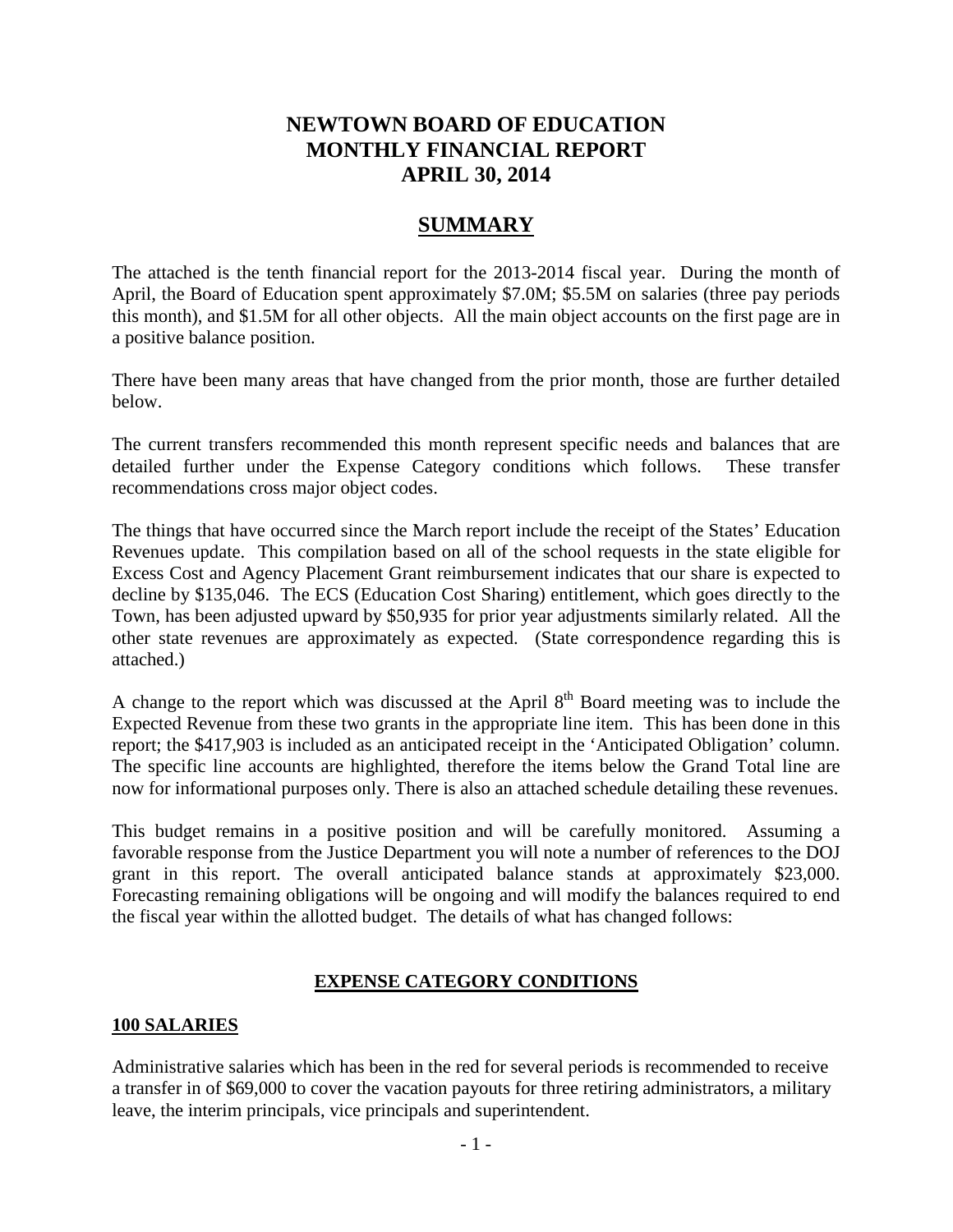# NEWTOWN BOARD OF EDUCATION
# MONTHLY FINANCIAL REPORT
# APRIL 30, 2014

## SUMMARY

The attached is the tenth financial report for the 2013-2014 fiscal year. During the month of April, the Board of Education spent approximately \$7.0M; \$5.5M on salaries (three pay periods this month), and \$1.5M for all other objects. All the main object accounts on the first page are in a positive balance position.

There have been many areas that have changed from the prior month, those are further detailed below.

The current transfers recommended this month represent specific needs and balances that are detailed further under the Expense Category conditions which follows. These transfer recommendations cross major object codes.

The things that have occurred since the March report include the receipt of the States' Education Revenues update. This compilation based on all of the school requests in the state eligible for Excess Cost and Agency Placement Grant reimbursement indicates that our share is expected to decline by \$135,046. The ECS (Education Cost Sharing) entitlement, which goes directly to the Town, has been adjusted upward by \$50,935 for prior year adjustments similarly related. All the other state revenues are approximately as expected. (State correspondence regarding this is attached.)

A change to the report which was discussed at the April 8th Board meeting was to include the Expected Revenue from these two grants in the appropriate line item. This has been done in this report; the \$417,903 is included as an anticipated receipt in the 'Anticipated Obligation' column. The specific line accounts are highlighted, therefore the items below the Grand Total line are now for informational purposes only. There is also an attached schedule detailing these revenues.

This budget remains in a positive position and will be carefully monitored. Assuming a favorable response from the Justice Department you will note a number of references to the DOJ grant in this report. The overall anticipated balance stands at approximately \$23,000. Forecasting remaining obligations will be ongoing and will modify the balances required to end the fiscal year within the allotted budget. The details of what has changed follows:

## EXPENSE CATEGORY CONDITIONS

### 100 SALARIES

Administrative salaries which has been in the red for several periods is recommended to receive a transfer in of \$69,000 to cover the vacation payouts for three retiring administrators, a military leave, the interim principals, vice principals and superintendent.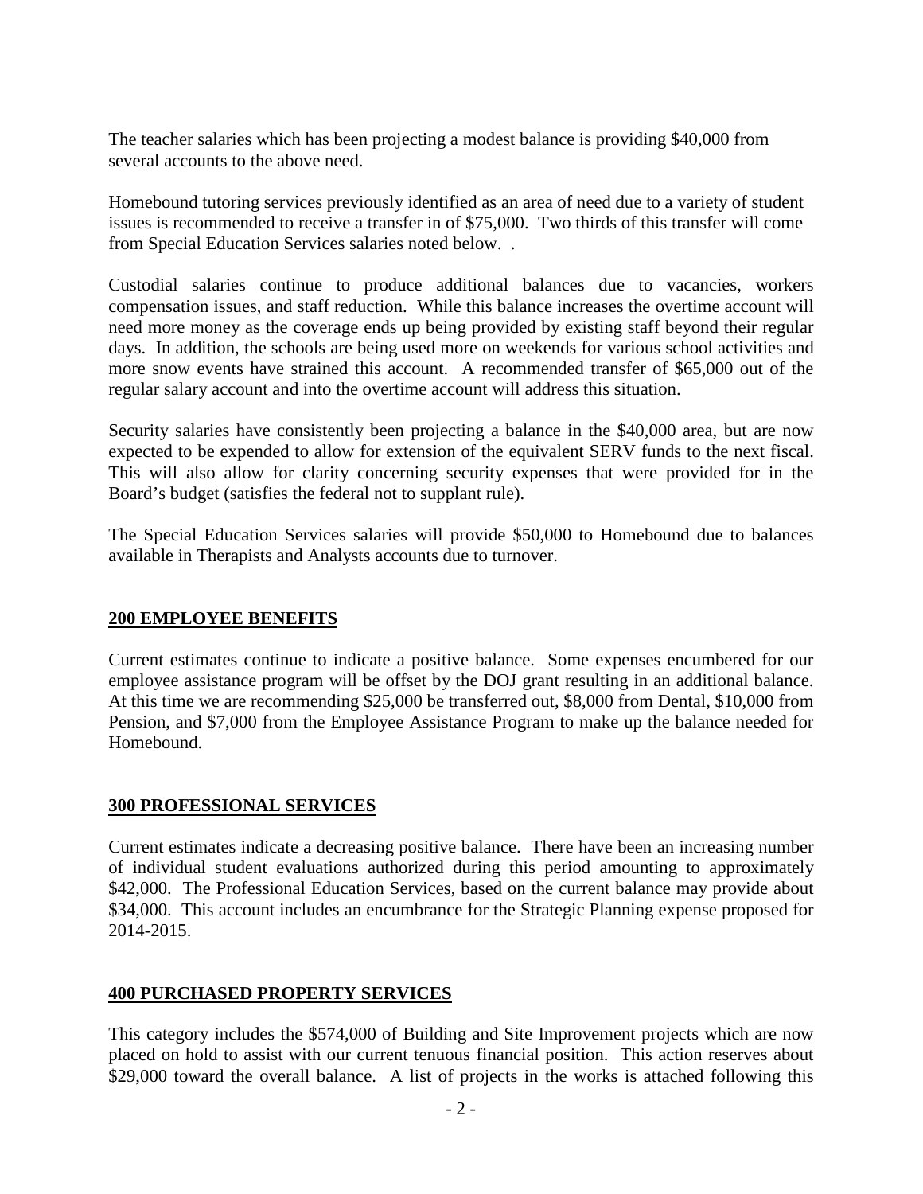The teacher salaries which has been projecting a modest balance is providing $40,000 from several accounts to the above need.

Homebound tutoring services previously identified as an area of need due to a variety of student issues is recommended to receive a transfer in of $75,000. Two thirds of this transfer will come from Special Education Services salaries noted below. .

Custodial salaries continue to produce additional balances due to vacancies, workers compensation issues, and staff reduction. While this balance increases the overtime account will need more money as the coverage ends up being provided by existing staff beyond their regular days. In addition, the schools are being used more on weekends for various school activities and more snow events have strained this account. A recommended transfer of $65,000 out of the regular salary account and into the overtime account will address this situation.

Security salaries have consistently been projecting a balance in the $40,000 area, but are now expected to be expended to allow for extension of the equivalent SERV funds to the next fiscal. This will also allow for clarity concerning security expenses that were provided for in the Board's budget (satisfies the federal not to supplant rule).

The Special Education Services salaries will provide $50,000 to Homebound due to balances available in Therapists and Analysts accounts due to turnover.

## **200 EMPLOYEE BENEFITS**

Current estimates continue to indicate a positive balance. Some expenses encumbered for our employee assistance program will be offset by the DOJ grant resulting in an additional balance. At this time we are recommending $25,000 be transferred out, $8,000 from Dental, $10,000 from Pension, and $7,000 from the Employee Assistance Program to make up the balance needed for Homebound.

## **300 PROFESSIONAL SERVICES**

Current estimates indicate a decreasing positive balance. There have been an increasing number of individual student evaluations authorized during this period amounting to approximately $42,000. The Professional Education Services, based on the current balance may provide about $34,000. This account includes an encumbrance for the Strategic Planning expense proposed for 2014-2015.

## **400 PURCHASED PROPERTY SERVICES**

This category includes the $574,000 of Building and Site Improvement projects which are now placed on hold to assist with our current tenuous financial position. This action reserves about $29,000 toward the overall balance. A list of projects in the works is attached following this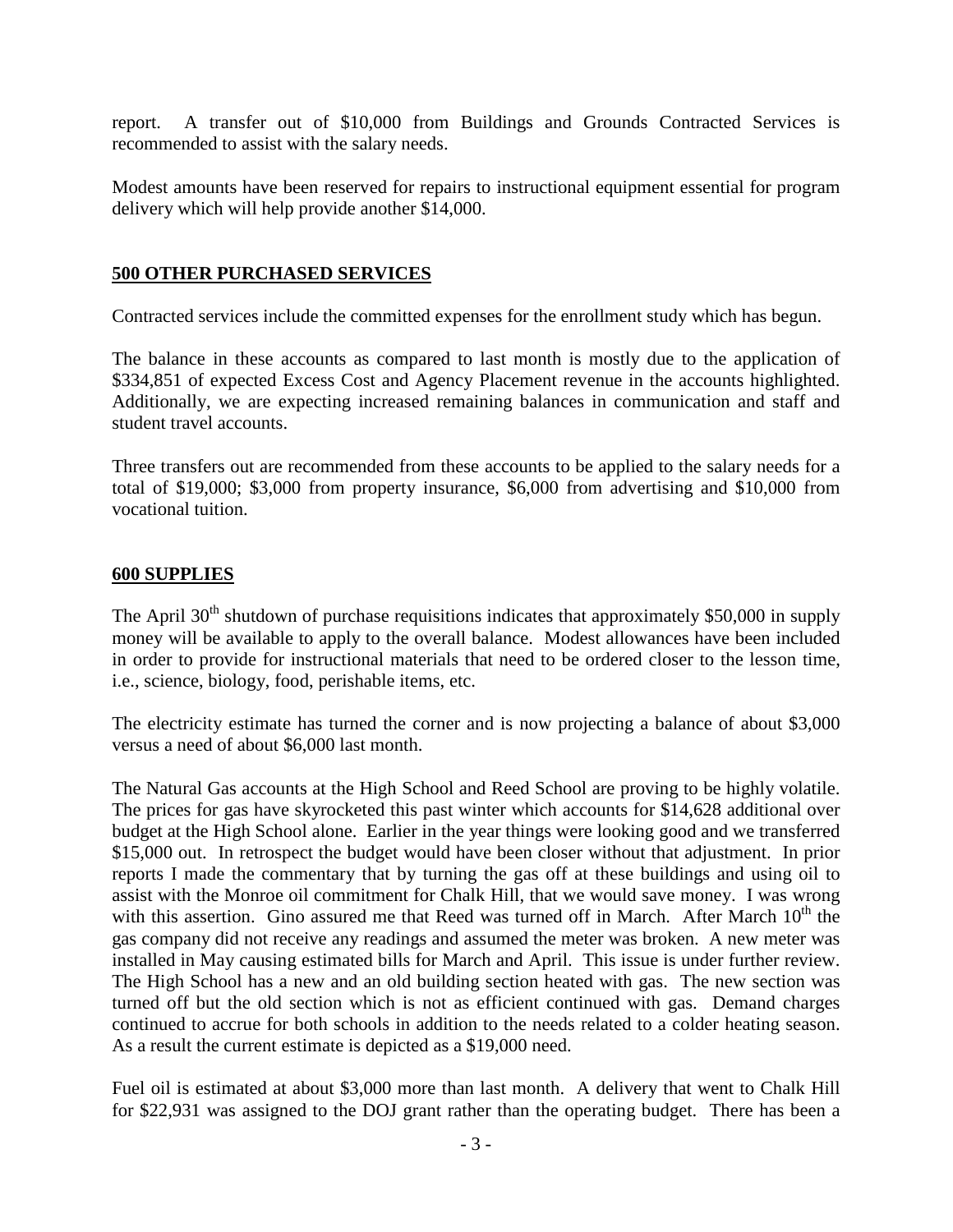report. A transfer out of $10,000 from Buildings and Grounds Contracted Services is recommended to assist with the salary needs.

Modest amounts have been reserved for repairs to instructional equipment essential for program delivery which will help provide another $14,000.

## 500 OTHER PURCHASED SERVICES

Contracted services include the committed expenses for the enrollment study which has begun.

The balance in these accounts as compared to last month is mostly due to the application of $334,851 of expected Excess Cost and Agency Placement revenue in the accounts highlighted. Additionally, we are expecting increased remaining balances in communication and staff and student travel accounts.

Three transfers out are recommended from these accounts to be applied to the salary needs for a total of $19,000; $3,000 from property insurance, $6,000 from advertising and $10,000 from vocational tuition.

## 600 SUPPLIES

The April 30th shutdown of purchase requisitions indicates that approximately $50,000 in supply money will be available to apply to the overall balance. Modest allowances have been included in order to provide for instructional materials that need to be ordered closer to the lesson time, i.e., science, biology, food, perishable items, etc.

The electricity estimate has turned the corner and is now projecting a balance of about $3,000 versus a need of about $6,000 last month.

The Natural Gas accounts at the High School and Reed School are proving to be highly volatile. The prices for gas have skyrocketed this past winter which accounts for $14,628 additional over budget at the High School alone. Earlier in the year things were looking good and we transferred $15,000 out. In retrospect the budget would have been closer without that adjustment. In prior reports I made the commentary that by turning the gas off at these buildings and using oil to assist with the Monroe oil commitment for Chalk Hill, that we would save money. I was wrong with this assertion. Gino assured me that Reed was turned off in March. After March 10th the gas company did not receive any readings and assumed the meter was broken. A new meter was installed in May causing estimated bills for March and April. This issue is under further review. The High School has a new and an old building section heated with gas. The new section was turned off but the old section which is not as efficient continued with gas. Demand charges continued to accrue for both schools in addition to the needs related to a colder heating season. As a result the current estimate is depicted as a $19,000 need.

Fuel oil is estimated at about $3,000 more than last month. A delivery that went to Chalk Hill for $22,931 was assigned to the DOJ grant rather than the operating budget. There has been a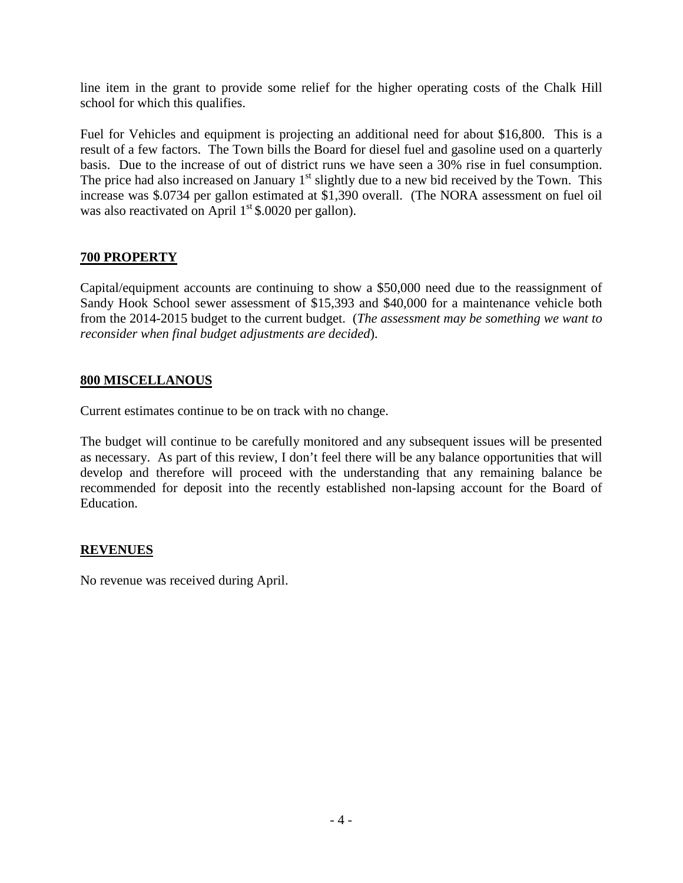line item in the grant to provide some relief for the higher operating costs of the Chalk Hill school for which this qualifies.

Fuel for Vehicles and equipment is projecting an additional need for about $16,800. This is a result of a few factors. The Town bills the Board for diesel fuel and gasoline used on a quarterly basis. Due to the increase of out of district runs we have seen a 30% rise in fuel consumption. The price had also increased on January 1st slightly due to a new bid received by the Town. This increase was $.0734 per gallon estimated at $1,390 overall. (The NORA assessment on fuel oil was also reactivated on April 1st $.0020 per gallon).

## 700 PROPERTY

Capital/equipment accounts are continuing to show a $50,000 need due to the reassignment of Sandy Hook School sewer assessment of $15,393 and $40,000 for a maintenance vehicle both from the 2014-2015 budget to the current budget. (*The assessment may be something we want to reconsider when final budget adjustments are decided*).

## 800 MISCELLANOUS

Current estimates continue to be on track with no change.

The budget will continue to be carefully monitored and any subsequent issues will be presented as necessary. As part of this review, I don't feel there will be any balance opportunities that will develop and therefore will proceed with the understanding that any remaining balance be recommended for deposit into the recently established non-lapsing account for the Board of Education.

## REVENUES

No revenue was received during April.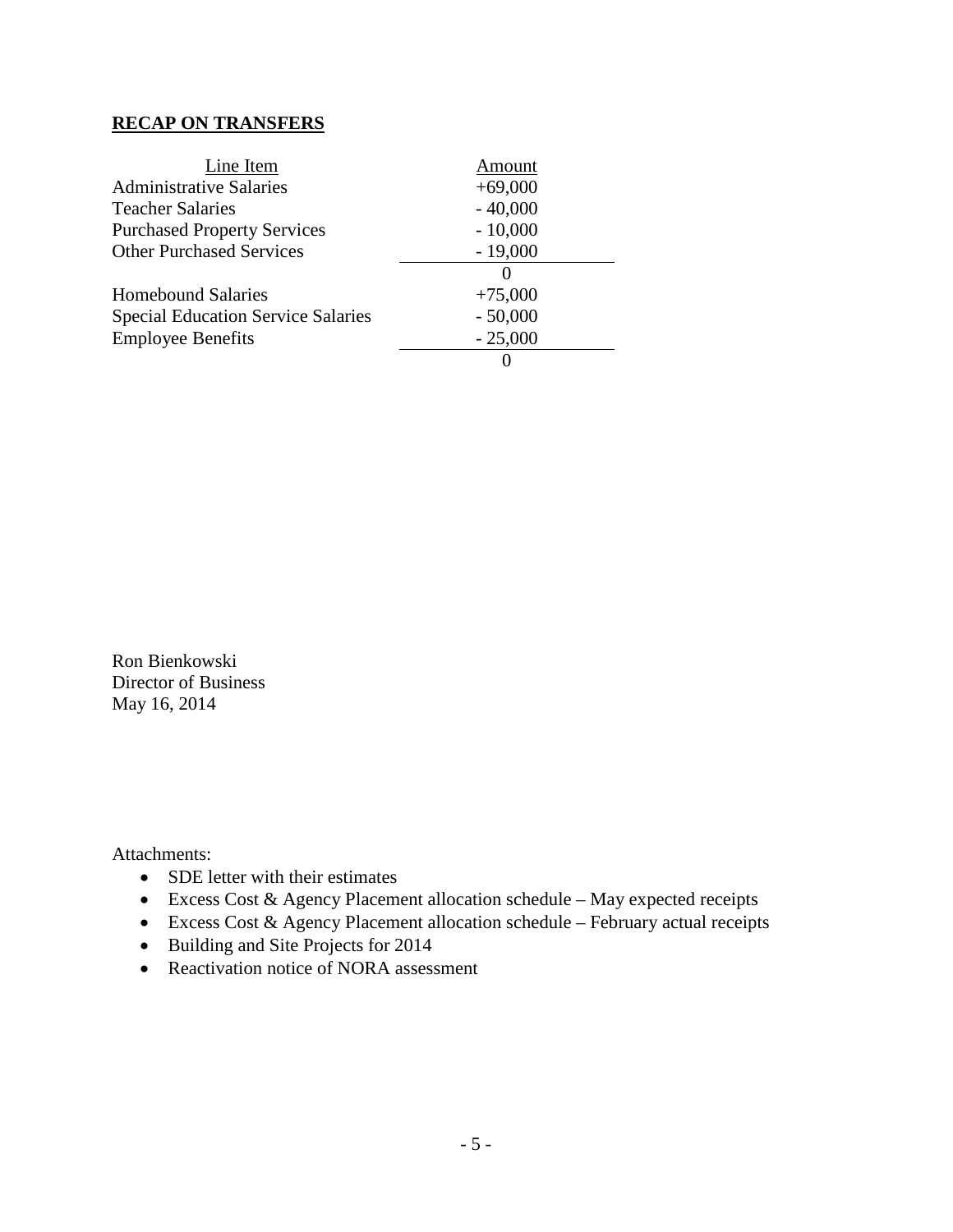**RECAP ON TRANSFERS**

| Line Item | Amount |
|---|---|
| Administrative Salaries | +69,000 |
| Teacher Salaries | - 40,000 |
| Purchased Property Services | - 10,000 |
| Other Purchased Services | - 19,000 |
| | 0 |
| Homebound Salaries | +75,000 |
| Special Education Service Salaries | - 50,000 |
| Employee Benefits | - 25,000 |
| | 0 |

Ron Bienkowski
Director of Business
May 16, 2014

Attachments:

- SDE letter with their estimates
- Excess Cost & Agency Placement allocation schedule – May expected receipts
- Excess Cost & Agency Placement allocation schedule – February actual receipts
- Building and Site Projects for 2014
- Reactivation notice of NORA assessment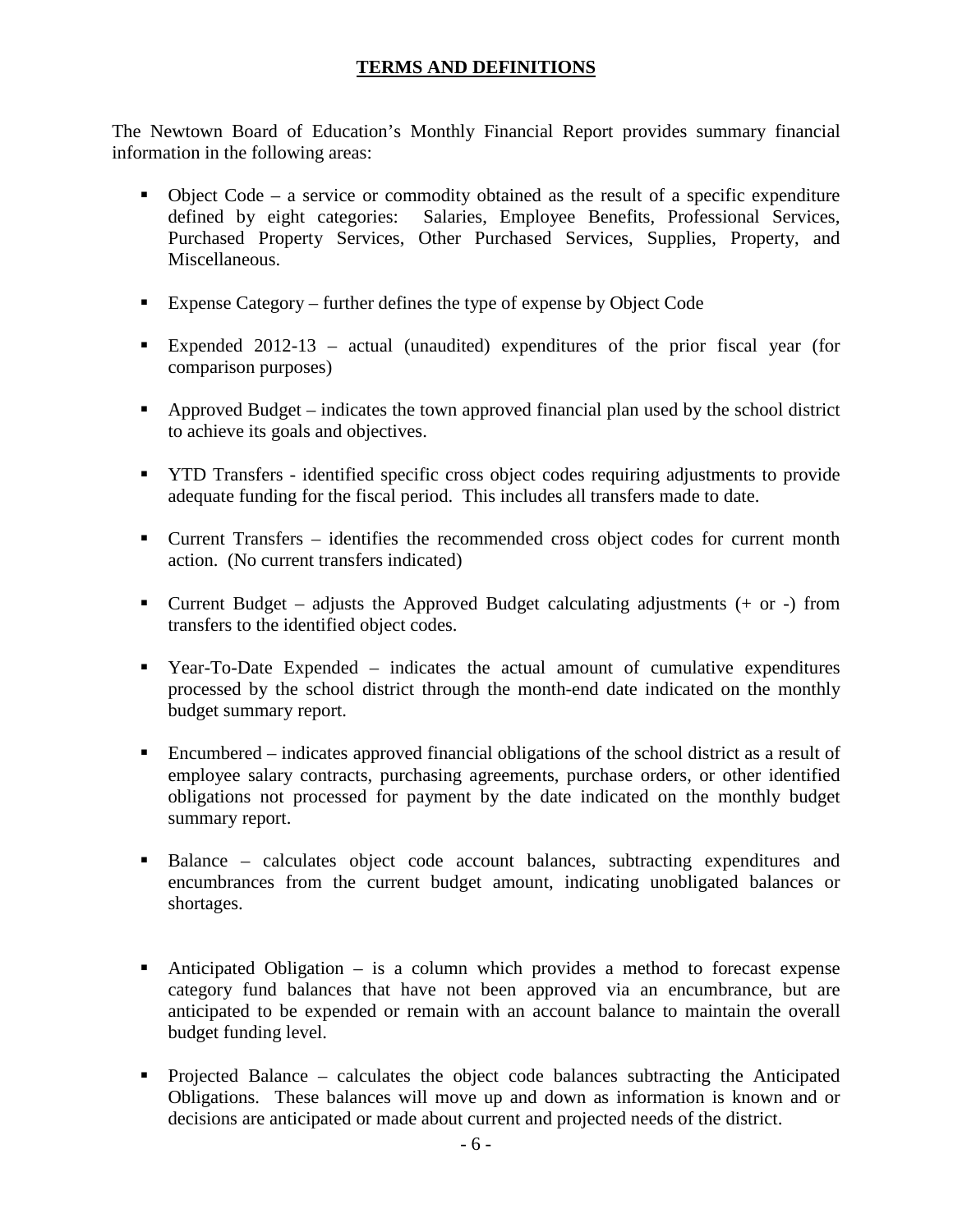## TERMS AND DEFINITIONS

The Newtown Board of Education's Monthly Financial Report provides summary financial information in the following areas:

- Object Code – a service or commodity obtained as the result of a specific expenditure defined by eight categories: Salaries, Employee Benefits, Professional Services, Purchased Property Services, Other Purchased Services, Supplies, Property, and Miscellaneous.
- Expense Category – further defines the type of expense by Object Code
- Expended 2012-13 – actual (unaudited) expenditures of the prior fiscal year (for comparison purposes)
- Approved Budget – indicates the town approved financial plan used by the school district to achieve its goals and objectives.
- YTD Transfers - identified specific cross object codes requiring adjustments to provide adequate funding for the fiscal period. This includes all transfers made to date.
- Current Transfers – identifies the recommended cross object codes for current month action. (No current transfers indicated)
- Current Budget – adjusts the Approved Budget calculating adjustments (+ or -) from transfers to the identified object codes.
- Year-To-Date Expended – indicates the actual amount of cumulative expenditures processed by the school district through the month-end date indicated on the monthly budget summary report.
- Encumbered – indicates approved financial obligations of the school district as a result of employee salary contracts, purchasing agreements, purchase orders, or other identified obligations not processed for payment by the date indicated on the monthly budget summary report.
- Balance – calculates object code account balances, subtracting expenditures and encumbrances from the current budget amount, indicating unobligated balances or shortages.
- Anticipated Obligation – is a column which provides a method to forecast expense category fund balances that have not been approved via an encumbrance, but are anticipated to be expended or remain with an account balance to maintain the overall budget funding level.
- Projected Balance – calculates the object code balances subtracting the Anticipated Obligations. These balances will move up and down as information is known and or decisions are anticipated or made about current and projected needs of the district.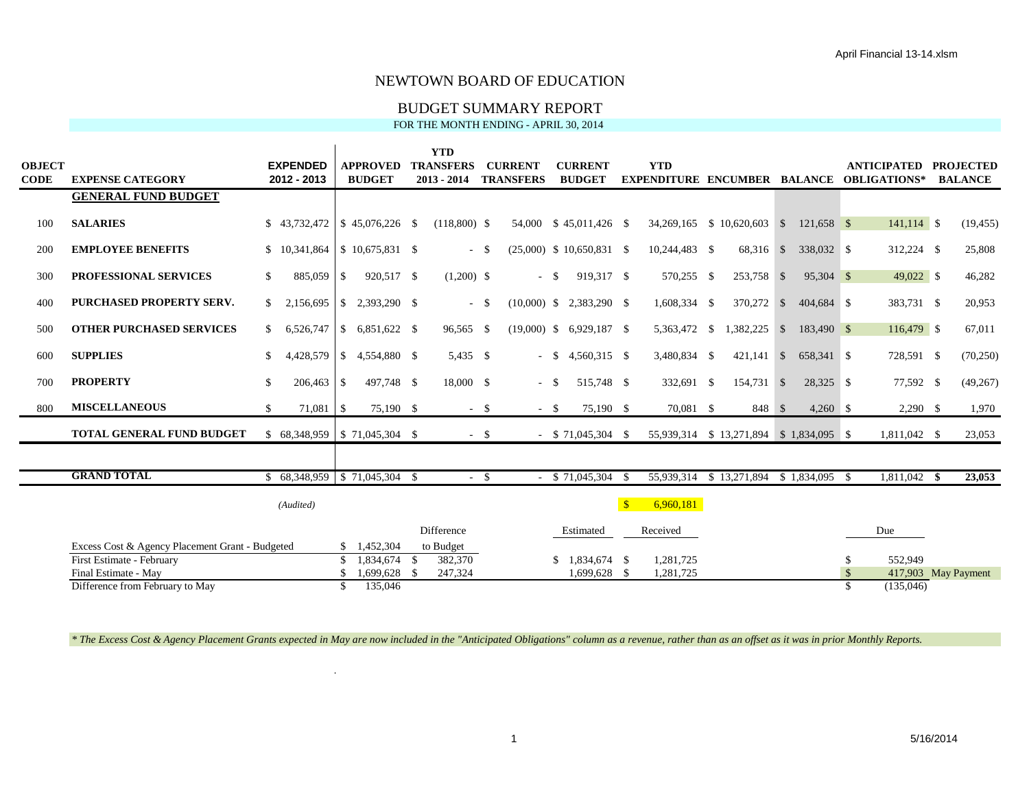# NEWTOWN BOARD OF EDUCATION

## BUDGET SUMMARY REPORT

FOR THE MONTH ENDING - APRIL 30, 2014

| OBJECT CODE | EXPENSE CATEGORY | EXPENDED 2012 - 2013 | APPROVED BUDGET | YTD TRANSFERS 2013 - 2014 | CURRENT TRANSFERS | CURRENT BUDGET | YTD EXPENDITURE | ENCUMBER | BALANCE | ANTICIPATED OBLIGATIONS* | PROJECTED BALANCE |
|---|---|---|---|---|---|---|---|---|---|---|---|
| | **GENERAL FUND BUDGET** | | | | | | | | | | |
| 100 | **SALARIES** | $ 43,732,472 | $ 45,076,226 | $ (118,800) | $ 54,000 | $ 45,011,426 | $ 34,269,165 | $ 10,620,603 | $ 121,658 | $ 141,114 | $ (19,455) |
| 200 | **EMPLOYEE BENEFITS** | $ 10,341,864 | $ 10,675,831 | $ - | $ (25,000) | $ 10,650,831 | $ 10,244,483 | $ 68,316 | $ 338,032 | $ 312,224 | $ 25,808 |
| 300 | **PROFESSIONAL SERVICES** | $ 885,059 | $ 920,517 | $ (1,200) | $ - | $ 919,317 | $ 570,255 | $ 253,758 | $ 95,304 | $ 49,022 | $ 46,282 |
| 400 | **PURCHASED PROPERTY SERV.** | $ 2,156,695 | $ 2,393,290 | $ - | $ (10,000) | $ 2,383,290 | $ 1,608,334 | $ 370,272 | $ 404,684 | $ 383,731 | $ 20,953 |
| 500 | **OTHER PURCHASED SERVICES** | $ 6,526,747 | $ 6,851,622 | $ 96,565 | $ (19,000) | $ 6,929,187 | $ 5,363,472 | $ 1,382,225 | $ 183,490 | $ 116,479 | $ 67,011 |
| 600 | **SUPPLIES** | $ 4,428,579 | $ 4,554,880 | $ 5,435 | $ - | $ 4,560,315 | $ 3,480,834 | $ 421,141 | $ 658,341 | $ 728,591 | $ (70,250) |
| 700 | **PROPERTY** | $ 206,463 | $ 497,748 | $ 18,000 | $ - | $ 515,748 | $ 332,691 | $ 154,731 | $ 28,325 | $ 77,592 | $ (49,267) |
| 800 | **MISCELLANEOUS** | $ 71,081 | $ 75,190 | $ - | $ - | $ 75,190 | $ 70,081 | $ 848 | $ 4,260 | $ 2,290 | $ 1,970 |
| | **TOTAL GENERAL FUND BUDGET** | $ 68,348,959 | $ 71,045,304 | $ - | $ - | $ 71,045,304 | $ 55,939,314 | $ 13,271,894 | $ 1,834,095 | $ 1,811,042 | $ 23,053 |
| | **GRAND TOTAL** | $ 68,348,959 | $ 71,045,304 | $ - | $ - | $ 71,045,304 | $ 55,939,314 | $ 13,271,894 | $ 1,834,095 | $ 1,811,042 | **$ 23,053** |
| | | *(Audited)* | | | | | $ 6,960,181 | | | | |

| | | Difference to Budget | Estimated | Received | Due | |
|---|---|---|---|---|---|---|
| Excess Cost & Agency Placement Grant - Budgeted | $ 1,452,304 | | | | | |
| First Estimate - February | $ 1,834,674 | $ 382,370 | $ 1,834,674 | $ 1,281,725 | $ 552,949 | |
| Final Estimate - May | $ 1,699,628 | $ 247,324 | 1,699,628 | $ 1,281,725 | $ 417,903 | May Payment |
| Difference from February to May | $ 135,046 | | | | $ (135,046) | |

*\* The Excess Cost & Agency Placement Grants expected in May are now included in the "Anticipated Obligations" column as a revenue, rather than as an offset as it was in prior Monthly Reports.*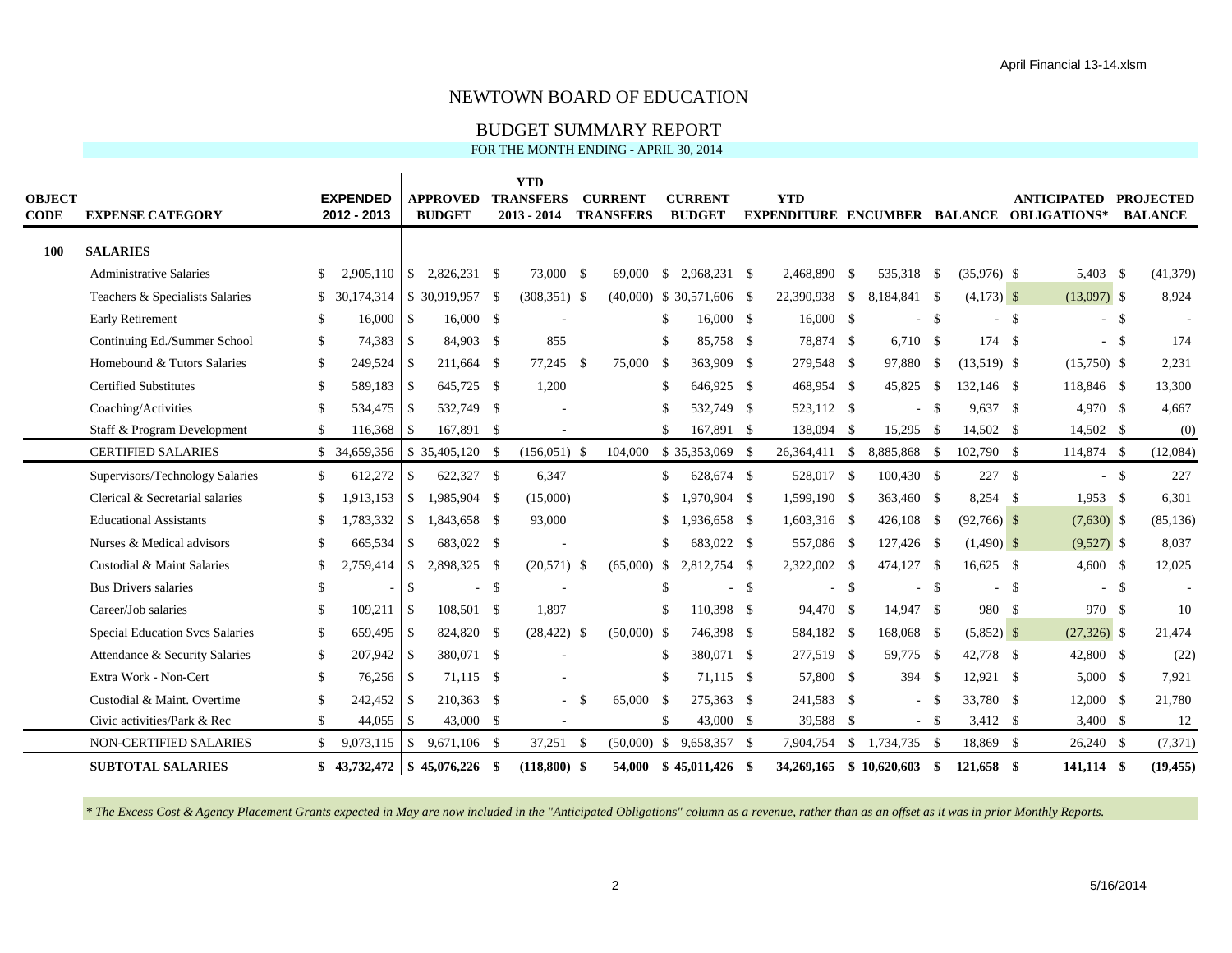# NEWTOWN BOARD OF EDUCATION

## BUDGET SUMMARY REPORT

### FOR THE MONTH ENDING - APRIL 30, 2014

| OBJECT CODE | EXPENSE CATEGORY | EXPENDED 2012 - 2013 | APPROVED BUDGET | YTD TRANSFERS 2013 - 2014 | CURRENT TRANSFERS | CURRENT BUDGET | YTD EXPENDITURE | ENCUMBER | BALANCE | ANTICIPATED OBLIGATIONS* | PROJECTED BALANCE |
|---|---|---|---|---|---|---|---|---|---|---|---|
| **100** | **SALARIES** | | | | | | | | | | |
| | Administrative Salaries | $ 2,905,110 | $ 2,826,231 | $ 73,000 | $ 69,000 | $ 2,968,231 | $ 2,468,890 | $ 535,318 | $ (35,976) | $ 5,403 | $ (41,379) |
| | Teachers & Specialists Salaries | $ 30,174,314 | $ 30,919,957 | $ (308,351) | $ (40,000) | $ 30,571,606 | $ 22,390,938 | $ 8,184,841 | $ (4,173) | $ (13,097) | $ 8,924 |
| | Early Retirement | $ 16,000 | $ 16,000 | $ - | | $ 16,000 | $ 16,000 | $ - | $ - | $ - | $ - |
| | Continuing Ed./Summer School | $ 74,383 | $ 84,903 | $ 855 | | $ 85,758 | $ 78,874 | $ 6,710 | $ 174 | $ - | $ 174 |
| | Homebound & Tutors Salaries | $ 249,524 | $ 211,664 | $ 77,245 | $ 75,000 | $ 363,909 | $ 279,548 | $ 97,880 | $ (13,519) | $ (15,750) | $ 2,231 |
| | Certified Substitutes | $ 589,183 | $ 645,725 | $ 1,200 | | $ 646,925 | $ 468,954 | $ 45,825 | $ 132,146 | $ 118,846 | $ 13,300 |
| | Coaching/Activities | $ 534,475 | $ 532,749 | $ - | | $ 532,749 | $ 523,112 | $ - | $ 9,637 | $ 4,970 | $ 4,667 |
| | Staff & Program Development | $ 116,368 | $ 167,891 | $ - | | $ 167,891 | $ 138,094 | $ 15,295 | $ 14,502 | $ 14,502 | $ (0) |
| | CERTIFIED SALARIES | $ 34,659,356 | $ 35,405,120 | $ (156,051) | $ 104,000 | $ 35,353,069 | $ 26,364,411 | $ 8,885,868 | $ 102,790 | $ 114,874 | $ (12,084) |
| | Supervisors/Technology Salaries | $ 612,272 | $ 622,327 | $ 6,347 | | $ 628,674 | $ 528,017 | $ 100,430 | $ 227 | $ - | $ 227 |
| | Clerical & Secretarial salaries | $ 1,913,153 | $ 1,985,904 | $ (15,000) | | $ 1,970,904 | $ 1,599,190 | $ 363,460 | $ 8,254 | $ 1,953 | $ 6,301 |
| | Educational Assistants | $ 1,783,332 | $ 1,843,658 | $ 93,000 | | $ 1,936,658 | $ 1,603,316 | $ 426,108 | $ (92,766) | $ (7,630) | $ (85,136) |
| | Nurses & Medical advisors | $ 665,534 | $ 683,022 | $ - | | $ 683,022 | $ 557,086 | $ 127,426 | $ (1,490) | $ (9,527) | $ 8,037 |
| | Custodial & Maint Salaries | $ 2,759,414 | $ 2,898,325 | $ (20,571) | $ (65,000) | $ 2,812,754 | $ 2,322,002 | $ 474,127 | $ 16,625 | $ 4,600 | $ 12,025 |
| | Bus Drivers salaries | $ - | $ - | $ - | | $ - | $ - | $ - | $ - | $ - | $ - |
| | Career/Job salaries | $ 109,211 | $ 108,501 | $ 1,897 | | $ 110,398 | $ 94,470 | $ 14,947 | $ 980 | $ 970 | $ 10 |
| | Special Education Svcs Salaries | $ 659,495 | $ 824,820 | $ (28,422) | $ (50,000) | $ 746,398 | $ 584,182 | $ 168,068 | $ (5,852) | $ (27,326) | $ 21,474 |
| | Attendance & Security Salaries | $ 207,942 | $ 380,071 | $ - | | $ 380,071 | $ 277,519 | $ 59,775 | $ 42,778 | $ 42,800 | $ (22) |
| | Extra Work - Non-Cert | $ 76,256 | $ 71,115 | $ - | | $ 71,115 | $ 57,800 | $ 394 | $ 12,921 | $ 5,000 | $ 7,921 |
| | Custodial & Maint. Overtime | $ 242,452 | $ 210,363 | $ - | $ 65,000 | $ 275,363 | $ 241,583 | $ - | $ 33,780 | $ 12,000 | $ 21,780 |
| | Civic activities/Park & Rec | $ 44,055 | $ 43,000 | $ - | | $ 43,000 | $ 39,588 | $ - | $ 3,412 | $ 3,400 | $ 12 |
| | NON-CERTIFIED SALARIES | $ 9,073,115 | $ 9,671,106 | $ 37,251 | $ (50,000) | $ 9,658,357 | $ 7,904,754 | $ 1,734,735 | $ 18,869 | $ 26,240 | $ (7,371) |
| | **SUBTOTAL SALARIES** | **$ 43,732,472** | **$ 45,076,226** | **$ (118,800)** | **$ 54,000** | **$ 45,011,426** | **$ 34,269,165** | **$ 10,620,603** | **$ 121,658** | **$ 141,114** | **$ (19,455)** |

*\* The Excess Cost & Agency Placement Grants expected in May are now included in the "Anticipated Obligations" column as a revenue, rather than as an offset as it was in prior Monthly Reports.*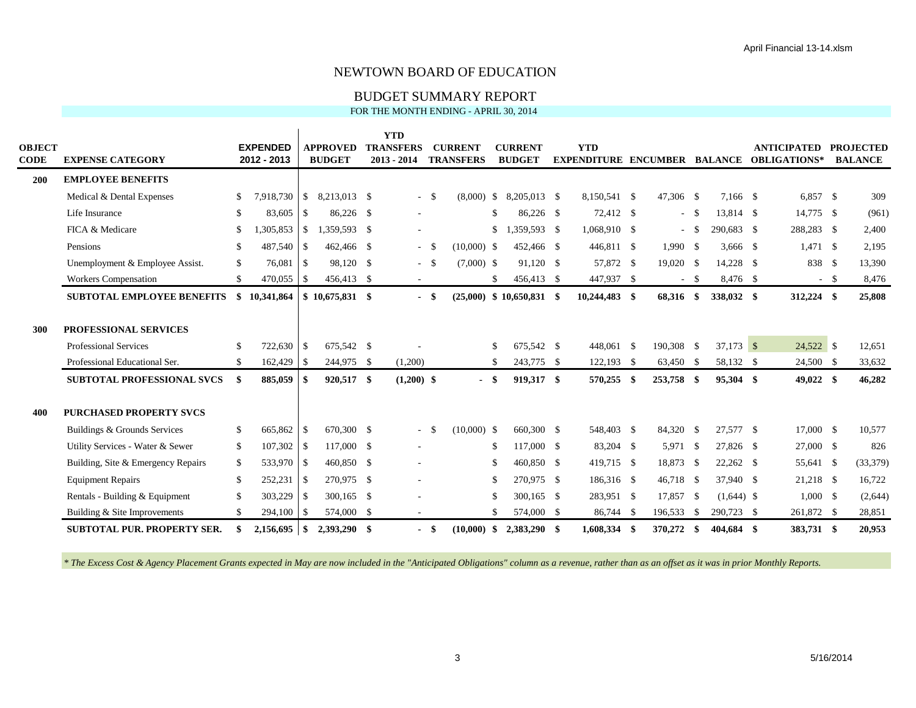# NEWTOWN BOARD OF EDUCATION

## BUDGET SUMMARY REPORT

FOR THE MONTH ENDING - APRIL 30, 2014

| OBJECT CODE | EXPENSE CATEGORY | EXPENDED 2012 - 2013 | APPROVED BUDGET | YTD TRANSFERS 2013 - 2014 | CURRENT TRANSFERS | CURRENT BUDGET | YTD EXPENDITURE | ENCUMBER | BALANCE | ANTICIPATED OBLIGATIONS* | PROJECTED BALANCE |
|---|---|---|---|---|---|---|---|---|---|---|---|
| **200** | **EMPLOYEE BENEFITS** | | | | | | | | | | |
| | Medical & Dental Expenses | $ 7,918,730 | $ 8,213,013 | $ - | $ (8,000) | $ 8,205,013 | $ 8,150,541 | $ 47,306 | $ 7,166 | $ 6,857 | $ 309 |
| | Life Insurance | $ 83,605 | $ 86,226 | $ - | | $ 86,226 | $ 72,412 | $ - | $ 13,814 | $ 14,775 | $ (961) |
| | FICA & Medicare | $ 1,305,853 | $ 1,359,593 | $ - | | $ 1,359,593 | $ 1,068,910 | $ - | $ 290,683 | $ 288,283 | $ 2,400 |
| | Pensions | $ 487,540 | $ 462,466 | $ - | $ (10,000) | $ 452,466 | $ 446,811 | $ 1,990 | $ 3,666 | $ 1,471 | $ 2,195 |
| | Unemployment & Employee Assist. | $ 76,081 | $ 98,120 | $ - | $ (7,000) | $ 91,120 | $ 57,872 | $ 19,020 | $ 14,228 | $ 838 | $ 13,390 |
| | Workers Compensation | $ 470,055 | $ 456,413 | $ - | | $ 456,413 | $ 447,937 | $ - | $ 8,476 | $ - | $ 8,476 |
| | **SUBTOTAL EMPLOYEE BENEFITS** | **$ 10,341,864** | **$ 10,675,831** | **$ -** | **$ (25,000)** | **$ 10,650,831** | **$ 10,244,483** | **$ 68,316** | **$ 338,032** | **$ 312,224** | **$ 25,808** |
| **300** | **PROFESSIONAL SERVICES** | | | | | | | | | | |
| | Professional Services | $ 722,630 | $ 675,542 | $ - | | $ 675,542 | $ 448,061 | $ 190,308 | $ 37,173 | $ 24,522 | $ 12,651 |
| | Professional Educational Ser. | $ 162,429 | $ 244,975 | $ (1,200) | | $ 243,775 | $ 122,193 | $ 63,450 | $ 58,132 | $ 24,500 | $ 33,632 |
| | **SUBTOTAL PROFESSIONAL SVCS** | **$ 885,059** | **$ 920,517** | **$ (1,200)** | **$ -** | **$ 919,317** | **$ 570,255** | **$ 253,758** | **$ 95,304** | **$ 49,022** | **$ 46,282** |
| **400** | **PURCHASED PROPERTY SVCS** | | | | | | | | | | |
| | Buildings & Grounds Services | $ 665,862 | $ 670,300 | $ - | $ (10,000) | $ 660,300 | $ 548,403 | $ 84,320 | $ 27,577 | $ 17,000 | $ 10,577 |
| | Utility Services - Water & Sewer | $ 107,302 | $ 117,000 | $ - | | $ 117,000 | $ 83,204 | $ 5,971 | $ 27,826 | $ 27,000 | $ 826 |
| | Building, Site & Emergency Repairs | $ 533,970 | $ 460,850 | $ - | | $ 460,850 | $ 419,715 | $ 18,873 | $ 22,262 | $ 55,641 | $ (33,379) |
| | Equipment Repairs | $ 252,231 | $ 270,975 | $ - | | $ 270,975 | $ 186,316 | $ 46,718 | $ 37,940 | $ 21,218 | $ 16,722 |
| | Rentals - Building & Equipment | $ 303,229 | $ 300,165 | $ - | | $ 300,165 | $ 283,951 | $ 17,857 | $ (1,644) | $ 1,000 | $ (2,644) |
| | Building & Site Improvements | $ 294,100 | $ 574,000 | $ - | | $ 574,000 | $ 86,744 | $ 196,533 | $ 290,723 | $ 261,872 | $ 28,851 |
| | **SUBTOTAL PUR. PROPERTY SER.** | **$ 2,156,695** | **$ 2,393,290** | **$ -** | **$ (10,000)** | **$ 2,383,290** | **$ 1,608,334** | **$ 370,272** | **$ 404,684** | **$ 383,731** | **$ 20,953** |

*\* The Excess Cost & Agency Placement Grants expected in May are now included in the "Anticipated Obligations" column as a revenue, rather than as an offset as it was in prior Monthly Reports.*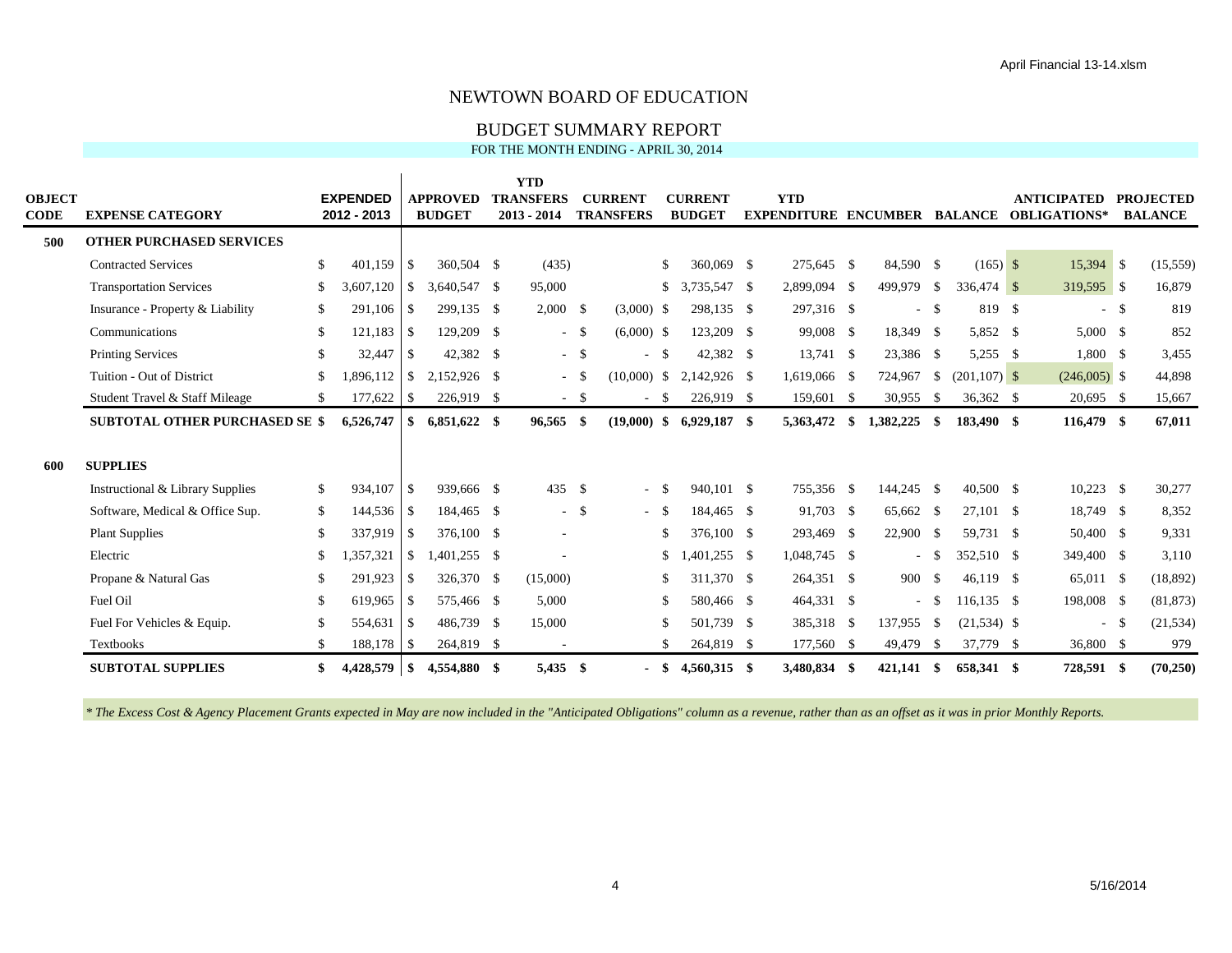# NEWTOWN BOARD OF EDUCATION

## BUDGET SUMMARY REPORT

FOR THE MONTH ENDING - APRIL 30, 2014

| OBJECT CODE | EXPENSE CATEGORY | EXPENDED 2012 - 2013 | APPROVED BUDGET | YTD TRANSFERS 2013 - 2014 | CURRENT TRANSFERS | CURRENT BUDGET | YTD EXPENDITURE | ENCUMBER | BALANCE | ANTICIPATED OBLIGATIONS* | PROJECTED BALANCE |
|---|---|---|---|---|---|---|---|---|---|---|---|
| **500** | **OTHER PURCHASED SERVICES** | | | | | | | | | | |
| | Contracted Services | $ 401,159 | $ 360,504 | $ (435) | | $ 360,069 | $ 275,645 | $ 84,590 | $ (165) | $ 15,394 | $ (15,559) |
| | Transportation Services | $ 3,607,120 | $ 3,640,547 | $ 95,000 | | $ 3,735,547 | $ 2,899,094 | $ 499,979 | $ 336,474 | $ 319,595 | $ 16,879 |
| | Insurance - Property & Liability | $ 291,106 | $ 299,135 | $ 2,000 | $ (3,000) | $ 298,135 | $ 297,316 | $ - | $ 819 | $ - | $ 819 |
| | Communications | $ 121,183 | $ 129,209 | $ - | $ (6,000) | $ 123,209 | $ 99,008 | $ 18,349 | $ 5,852 | $ 5,000 | $ 852 |
| | Printing Services | $ 32,447 | $ 42,382 | $ - | $ - | $ 42,382 | $ 13,741 | $ 23,386 | $ 5,255 | $ 1,800 | $ 3,455 |
| | Tuition - Out of District | $ 1,896,112 | $ 2,152,926 | $ - | $ (10,000) | $ 2,142,926 | $ 1,619,066 | $ 724,967 | $ (201,107) | $ (246,005) | $ 44,898 |
| | Student Travel & Staff Mileage | $ 177,622 | $ 226,919 | $ - | $ - | $ 226,919 | $ 159,601 | $ 30,955 | $ 36,362 | $ 20,695 | $ 15,667 |
| | **SUBTOTAL OTHER PURCHASED SE** | **$ 6,526,747** | **$ 6,851,622** | **$ 96,565** | **$ (19,000)** | **$ 6,929,187** | **$ 5,363,472** | **$ 1,382,225** | **$ 183,490** | **$ 116,479** | **$ 67,011** |
| **600** | **SUPPLIES** | | | | | | | | | | |
| | Instructional & Library Supplies | $ 934,107 | $ 939,666 | $ 435 | $ - | $ 940,101 | $ 755,356 | $ 144,245 | $ 40,500 | $ 10,223 | $ 30,277 |
| | Software, Medical & Office Sup. | $ 144,536 | $ 184,465 | $ - | $ - | $ 184,465 | $ 91,703 | $ 65,662 | $ 27,101 | $ 18,749 | $ 8,352 |
| | Plant Supplies | $ 337,919 | $ 376,100 | $ - | | $ 376,100 | $ 293,469 | $ 22,900 | $ 59,731 | $ 50,400 | $ 9,331 |
| | Electric | $ 1,357,321 | $ 1,401,255 | $ - | | $ 1,401,255 | $ 1,048,745 | $ - | $ 352,510 | $ 349,400 | $ 3,110 |
| | Propane & Natural Gas | $ 291,923 | $ 326,370 | $ (15,000) | | $ 311,370 | $ 264,351 | $ 900 | $ 46,119 | $ 65,011 | $ (18,892) |
| | Fuel Oil | $ 619,965 | $ 575,466 | $ 5,000 | | $ 580,466 | $ 464,331 | $ - | $ 116,135 | $ 198,008 | $ (81,873) |
| | Fuel For Vehicles & Equip. | $ 554,631 | $ 486,739 | $ 15,000 | | $ 501,739 | $ 385,318 | $ 137,955 | $ (21,534) | $ - | $ (21,534) |
| | Textbooks | $ 188,178 | $ 264,819 | $ - | | $ 264,819 | $ 177,560 | $ 49,479 | $ 37,779 | $ 36,800 | $ 979 |
| | **SUBTOTAL SUPPLIES** | **$ 4,428,579** | **$ 4,554,880** | **$ 5,435** | **$ -** | **$ 4,560,315** | **$ 3,480,834** | **$ 421,141** | **$ 658,341** | **$ 728,591** | **$ (70,250)** |

*\* The Excess Cost & Agency Placement Grants expected in May are now included in the "Anticipated Obligations" column as a revenue, rather than as an offset as it was in prior Monthly Reports.*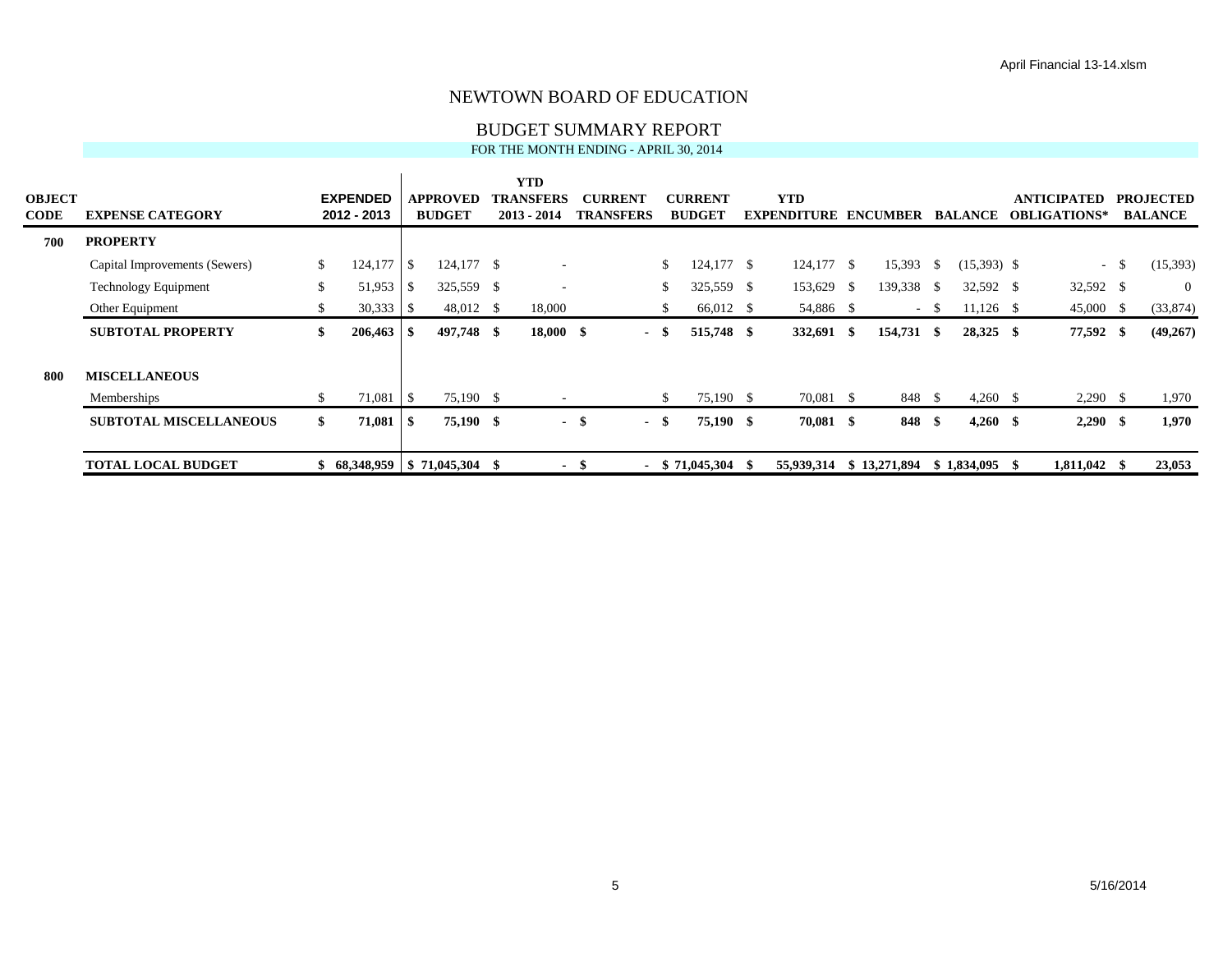# NEWTOWN BOARD OF EDUCATION

## BUDGET SUMMARY REPORT

FOR THE MONTH ENDING - APRIL 30, 2014

| OBJECT CODE | EXPENSE CATEGORY | EXPENDED 2012 - 2013 | APPROVED BUDGET | YTD TRANSFERS 2013 - 2014 | CURRENT TRANSFERS | CURRENT BUDGET | YTD EXPENDITURE | ENCUMBER | BALANCE | ANTICIPATED OBLIGATIONS* | PROJECTED BALANCE |
|---|---|---|---|---|---|---|---|---|---|---|---|
| **700** | **PROPERTY** | | | | | | | | | | |
| | Capital Improvements (Sewers) | $ 124,177 | $ 124,177 | $ - | | $ 124,177 | $ 124,177 | $ 15,393 | $ (15,393) | $ - | $ (15,393) |
| | Technology Equipment | $ 51,953 | $ 325,559 | $ - | | $ 325,559 | $ 153,629 | $ 139,338 | $ 32,592 | $ 32,592 | $ 0 |
| | Other Equipment | $ 30,333 | $ 48,012 | $ 18,000 | | $ 66,012 | $ 54,886 | $ - | $ 11,126 | $ 45,000 | $ (33,874) |
| | **SUBTOTAL PROPERTY** | **$ 206,463** | **$ 497,748** | **$ 18,000** | **$ -** | **$ 515,748** | **$ 332,691** | **$ 154,731** | **$ 28,325** | **$ 77,592** | **$ (49,267)** |
| **800** | **MISCELLANEOUS** | | | | | | | | | | |
| | Memberships | $ 71,081 | $ 75,190 | $ - | | $ 75,190 | $ 70,081 | $ 848 | $ 4,260 | $ 2,290 | $ 1,970 |
| | **SUBTOTAL MISCELLANEOUS** | **$ 71,081** | **$ 75,190** | **$ -** | **$ -** | **$ 75,190** | **$ 70,081** | **$ 848** | **$ 4,260** | **$ 2,290** | **$ 1,970** |
| | **TOTAL LOCAL BUDGET** | **$ 68,348,959** | **$ 71,045,304** | **$ -** | **$ -** | **$ 71,045,304** | **$ 55,939,314** | **$ 13,271,894** | **$ 1,834,095** | **$ 1,811,042** | **$ 23,053** |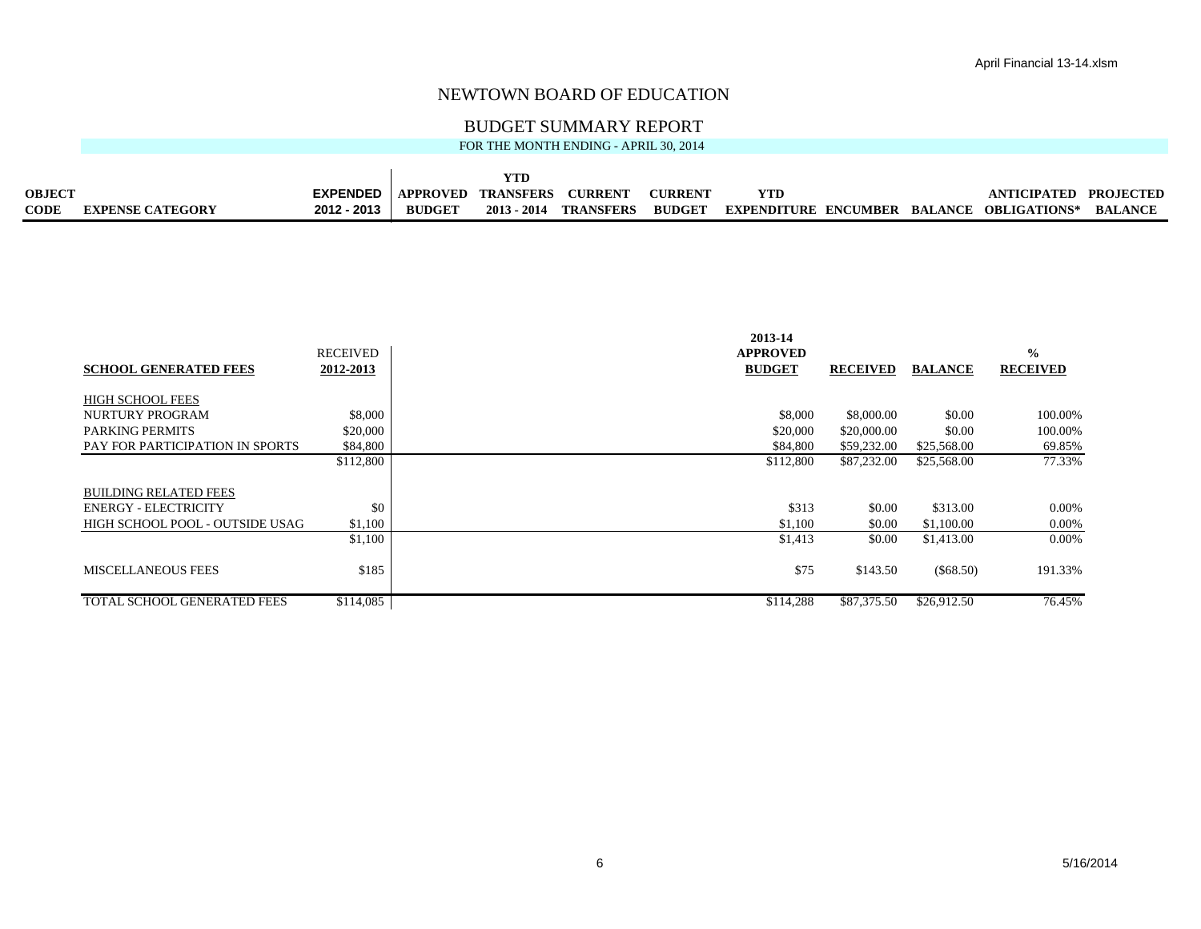# NEWTOWN BOARD OF EDUCATION

## BUDGET SUMMARY REPORT

FOR THE MONTH ENDING - APRIL 30, 2014

| OBJECT CODE | EXPENSE CATEGORY | EXPENDED 2012 - 2013 | APPROVED BUDGET | YTD TRANSFERS 2013 - 2014 | CURRENT TRANSFERS | CURRENT BUDGET | YTD EXPENDITURE | ENCUMBER | BALANCE | ANTICIPATED OBLIGATIONS* | PROJECTED BALANCE |
|---|---|---|---|---|---|---|---|---|---|---|---|

| SCHOOL GENERATED FEES | RECEIVED 2012-2013 | 2013-14 APPROVED BUDGET | RECEIVED | BALANCE | % RECEIVED |
|---|---|---|---|---|---|
| HIGH SCHOOL FEES | | | | | |
| NURTURY PROGRAM | $8,000 | $8,000 | $8,000.00 | $0.00 | 100.00% |
| PARKING PERMITS | $20,000 | $20,000 | $20,000.00 | $0.00 | 100.00% |
| PAY FOR PARTICIPATION IN SPORTS | $84,800 | $84,800 | $59,232.00 | $25,568.00 | 69.85% |
| | $112,800 | $112,800 | $87,232.00 | $25,568.00 | 77.33% |
| BUILDING RELATED FEES | | | | | |
| ENERGY - ELECTRICITY | $0 | $313 | $0.00 | $313.00 | 0.00% |
| HIGH SCHOOL POOL - OUTSIDE USAG | $1,100 | $1,100 | $0.00 | $1,100.00 | 0.00% |
| | $1,100 | $1,413 | $0.00 | $1,413.00 | 0.00% |
| MISCELLANEOUS FEES | $185 | $75 | $143.50 | ($68.50) | 191.33% |
| TOTAL SCHOOL GENERATED FEES | $114,085 | $114,288 | $87,375.50 | $26,912.50 | 76.45% |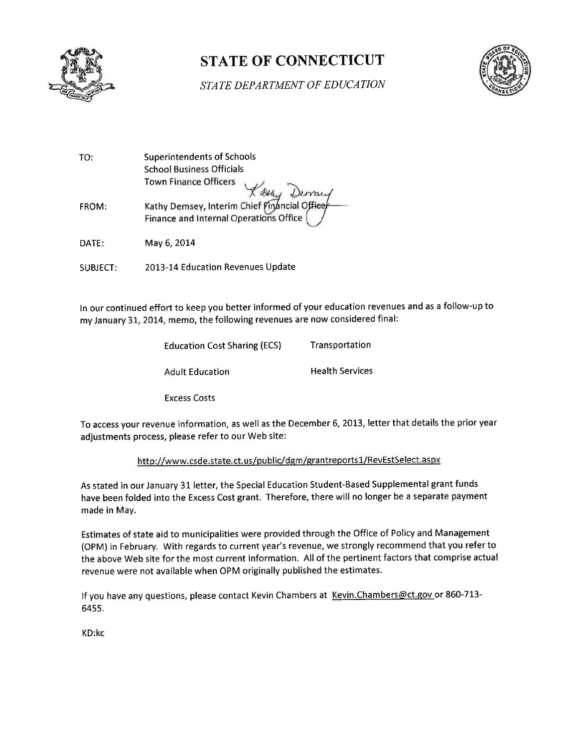# STATE OF CONNECTICUT

*STATE DEPARTMENT OF EDUCATION*

| | |
|---|---|
| TO: | Superintendents of Schools<br>School Business Officials<br>Town Finance Officers |
| FROM: | Kathy Demsey, Interim Chief Financial Officer<br>Finance and Internal Operations Office |
| DATE: | May 6, 2014 |
| SUBJECT: | 2013-14 Education Revenues Update |

In our continued effort to keep you better informed of your education revenues and as a follow-up to my January 31, 2014, memo, the following revenues are now considered final:

| | |
|---|---|
| Education Cost Sharing (ECS) | Transportation |
| Adult Education | Health Services |
| Excess Costs | |

To access your revenue information, as well as the December 6, 2013, letter that details the prior year adjustments process, please refer to our Web site:

http://www.csde.state.ct.us/public/dgm/grantreports1/RevEstSelect.aspx

As stated in our January 31 letter, the Special Education Student-Based Supplemental grant funds have been folded into the Excess Cost grant. Therefore, there will no longer be a separate payment made in May.

Estimates of state aid to municipalities were provided through the Office of Policy and Management (OPM) in February. With regards to current year's revenue, we strongly recommend that you refer to the above Web site for the most current information. All of the pertinent factors that comprise actual revenue were not available when OPM originally published the estimates.

If you have any questions, please contact Kevin Chambers at Kevin.Chambers@ct.gov or 860-713-6455.

KD:kc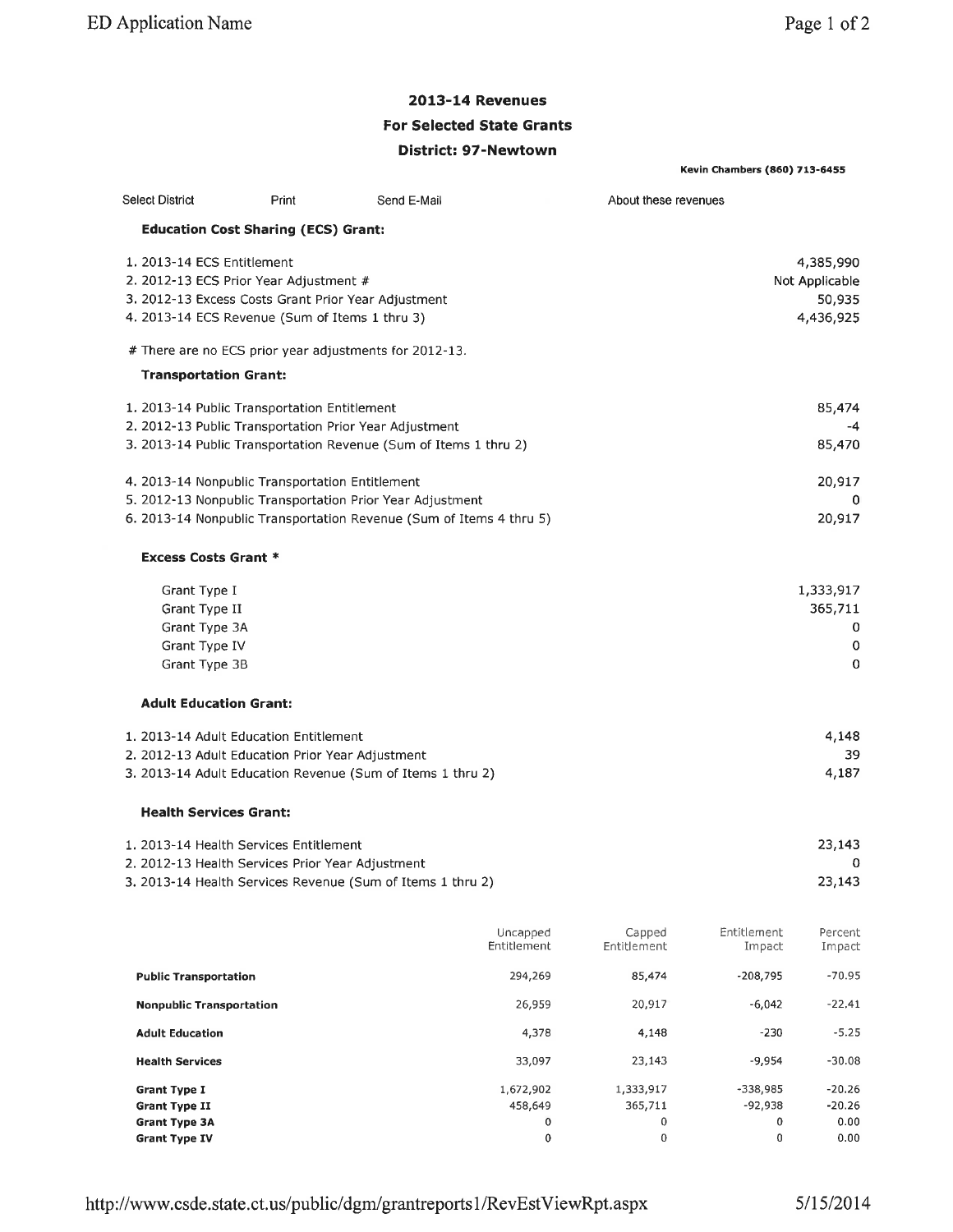## 2013-14 Revenues

## For Selected State Grants

## District: 97-Newtown

**Kevin Chambers (860) 713-6455**

Select District | Print | Send E-Mail | About these revenues

### Education Cost Sharing (ECS) Grant:

| | |
|---|---|
| 1. 2013-14 ECS Entitlement | 4,385,990 |
| 2. 2012-13 ECS Prior Year Adjustment # | Not Applicable |
| 3. 2012-13 Excess Costs Grant Prior Year Adjustment | 50,935 |
| 4. 2013-14 ECS Revenue (Sum of Items 1 thru 3) | 4,436,925 |

# There are no ECS prior year adjustments for 2012-13.

### Transportation Grant:

| | |
|---|---|
| 1. 2013-14 Public Transportation Entitlement | 85,474 |
| 2. 2012-13 Public Transportation Prior Year Adjustment | -4 |
| 3. 2013-14 Public Transportation Revenue (Sum of Items 1 thru 2) | 85,470 |
| 4. 2013-14 Nonpublic Transportation Entitlement | 20,917 |
| 5. 2012-13 Nonpublic Transportation Prior Year Adjustment | 0 |
| 6. 2013-14 Nonpublic Transportation Revenue (Sum of Items 4 thru 5) | 20,917 |

### Excess Costs Grant *

| | |
|---|---|
| Grant Type I | 1,333,917 |
| Grant Type II | 365,711 |
| Grant Type 3A | 0 |
| Grant Type IV | 0 |
| Grant Type 3B | 0 |

### Adult Education Grant:

| | |
|---|---|
| 1. 2013-14 Adult Education Entitlement | 4,148 |
| 2. 2012-13 Adult Education Prior Year Adjustment | 39 |
| 3. 2013-14 Adult Education Revenue (Sum of Items 1 thru 2) | 4,187 |

### Health Services Grant:

| | |
|---|---|
| 1. 2013-14 Health Services Entitlement | 23,143 |
| 2. 2012-13 Health Services Prior Year Adjustment | 0 |
| 3. 2013-14 Health Services Revenue (Sum of Items 1 thru 2) | 23,143 |

| | Uncapped Entitlement | Capped Entitlement | Entitlement Impact | Percent Impact |
|---|---|---|---|---|
| **Public Transportation** | 294,269 | 85,474 | -208,795 | -70.95 |
| **Nonpublic Transportation** | 26,959 | 20,917 | -6,042 | -22.41 |
| **Adult Education** | 4,378 | 4,148 | -230 | -5.25 |
| **Health Services** | 33,097 | 23,143 | -9,954 | -30.08 |
| **Grant Type I** | 1,672,902 | 1,333,917 | -338,985 | -20.26 |
| **Grant Type II** | 458,649 | 365,711 | -92,938 | -20.26 |
| **Grant Type 3A** | 0 | 0 | 0 | 0.00 |
| **Grant Type IV** | 0 | 0 | 0 | 0.00 |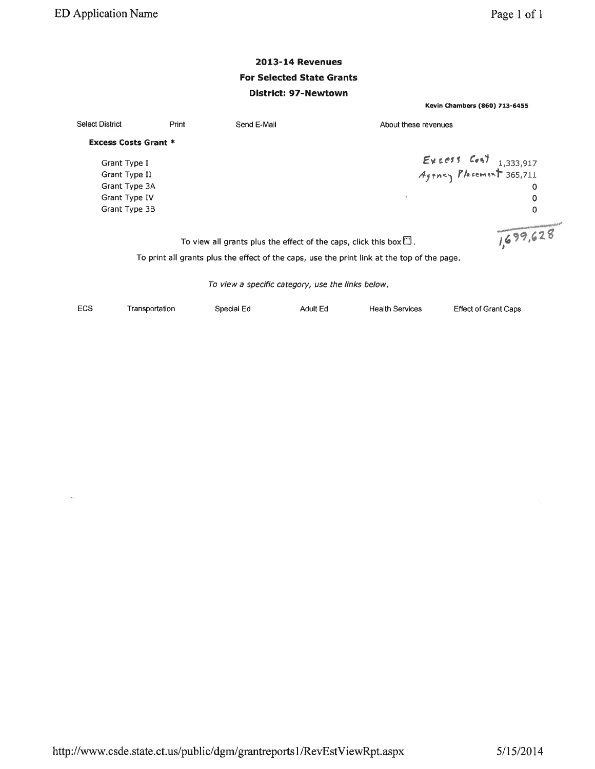**2013-14 Revenues**

**For Selected State Grants**

**District: 97-Newtown**

**Kevin Chambers (860) 713-6455**

Select District Print Send E-Mail About these revenues

**Excess Costs Grant ***

| | | |
|---|---|---|
| Grant Type I | Excess Cost | 1,333,917 |
| Grant Type II | Agency Placement | 365,711 |
| Grant Type 3A | | 0 |
| Grant Type IV | | 0 |
| Grant Type 3B | | 0 |
| | | 1,699,628 |

To view all grants plus the effect of the caps, click this box ☐.

To print all grants plus the effect of the caps, use the print link at the top of the page.

*To view a specific category, use the links below.*

ECS Transportation Special Ed Adult Ed Health Services Effect of Grant Caps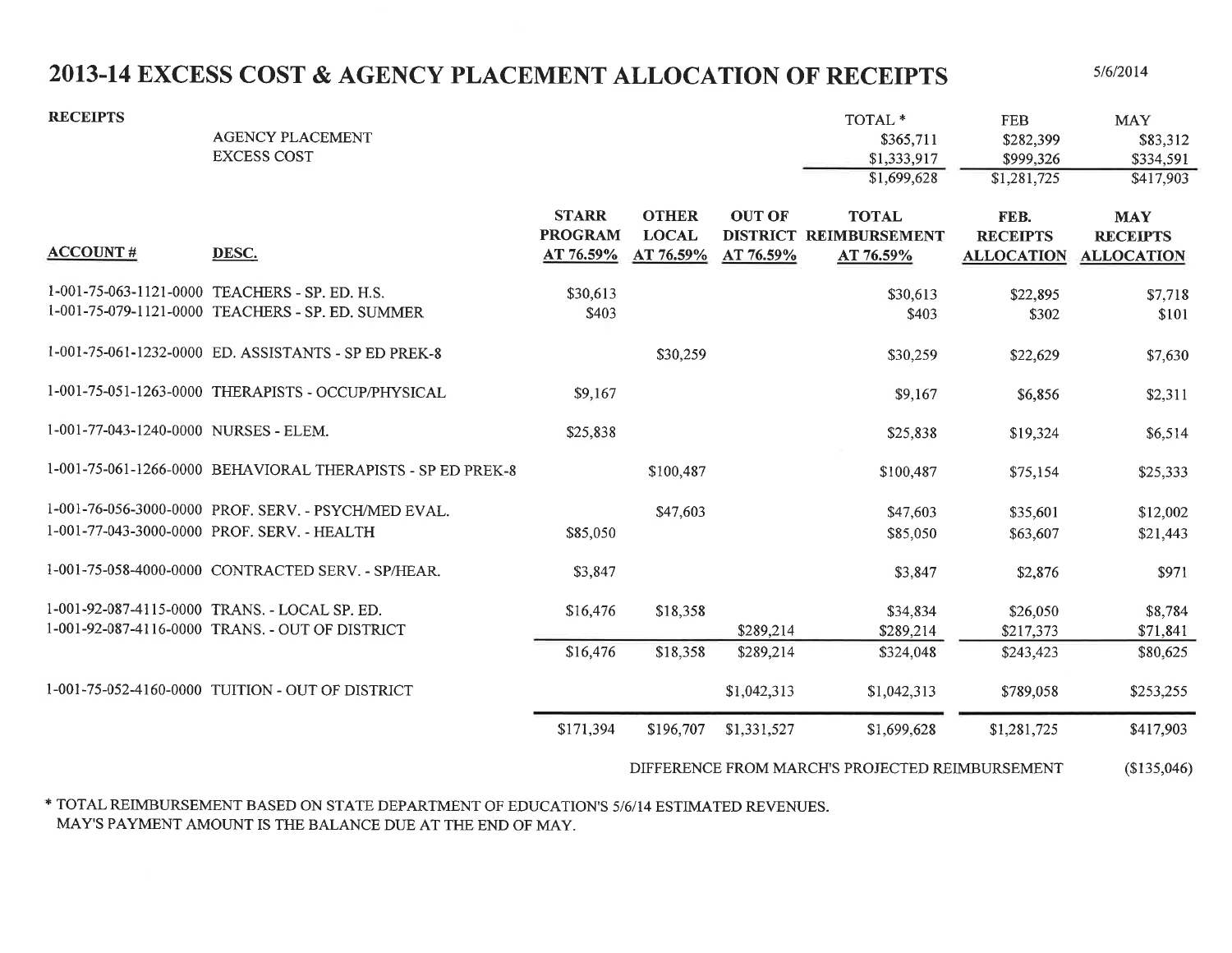# 2013-14 EXCESS COST & AGENCY PLACEMENT ALLOCATION OF RECEIPTS

5/6/2014

| RECEIPTS | | TOTAL * | FEB | MAY |
|---|---|---|---|---|
| | AGENCY PLACEMENT | $365,711 | $282,399 | $83,312 |
| | EXCESS COST | $1,333,917 | $999,326 | $334,591 |
| | | $1,699,628 | $1,281,725 | $417,903 |

| ACCOUNT # | DESC. | STARR PROGRAM AT 76.59% | OTHER LOCAL AT 76.59% | OUT OF DISTRICT AT 76.59% | TOTAL REIMBURSEMENT AT 76.59% | FEB. RECEIPTS ALLOCATION | MAY RECEIPTS ALLOCATION |
|---|---|---|---|---|---|---|---|
| 1-001-75-063-1121-0000 | TEACHERS - SP. ED. H.S. | $30,613 | | | $30,613 | $22,895 | $7,718 |
| 1-001-75-079-1121-0000 | TEACHERS - SP. ED. SUMMER | $403 | | | $403 | $302 | $101 |
| 1-001-75-061-1232-0000 | ED. ASSISTANTS - SP ED PREK-8 | | $30,259 | | $30,259 | $22,629 | $7,630 |
| 1-001-75-051-1263-0000 | THERAPISTS - OCCUP/PHYSICAL | $9,167 | | | $9,167 | $6,856 | $2,311 |
| 1-001-77-043-1240-0000 | NURSES - ELEM. | $25,838 | | | $25,838 | $19,324 | $6,514 |
| 1-001-75-061-1266-0000 | BEHAVIORAL THERAPISTS - SP ED PREK-8 | | $100,487 | | $100,487 | $75,154 | $25,333 |
| 1-001-76-056-3000-0000 | PROF. SERV. - PSYCH/MED EVAL. | | $47,603 | | $47,603 | $35,601 | $12,002 |
| 1-001-77-043-3000-0000 | PROF. SERV. - HEALTH | $85,050 | | | $85,050 | $63,607 | $21,443 |
| 1-001-75-058-4000-0000 | CONTRACTED SERV. - SP/HEAR. | $3,847 | | | $3,847 | $2,876 | $971 |
| 1-001-92-087-4115-0000 | TRANS. - LOCAL SP. ED. | $16,476 | $18,358 | | $34,834 | $26,050 | $8,784 |
| 1-001-92-087-4116-0000 | TRANS. - OUT OF DISTRICT | | | $289,214 | $289,214 | $217,373 | $71,841 |
| | | $16,476 | $18,358 | $289,214 | $324,048 | $243,423 | $80,625 |
| 1-001-75-052-4160-0000 | TUITION - OUT OF DISTRICT | | | $1,042,313 | $1,042,313 | $789,058 | $253,255 |
| | | $171,394 | $196,707 | $1,331,527 | $1,699,628 | $1,281,725 | $417,903 |

DIFFERENCE FROM MARCH'S PROJECTED REIMBURSEMENT ($135,046)

\* TOTAL REIMBURSEMENT BASED ON STATE DEPARTMENT OF EDUCATION'S 5/6/14 ESTIMATED REVENUES.
MAY'S PAYMENT AMOUNT IS THE BALANCE DUE AT THE END OF MAY.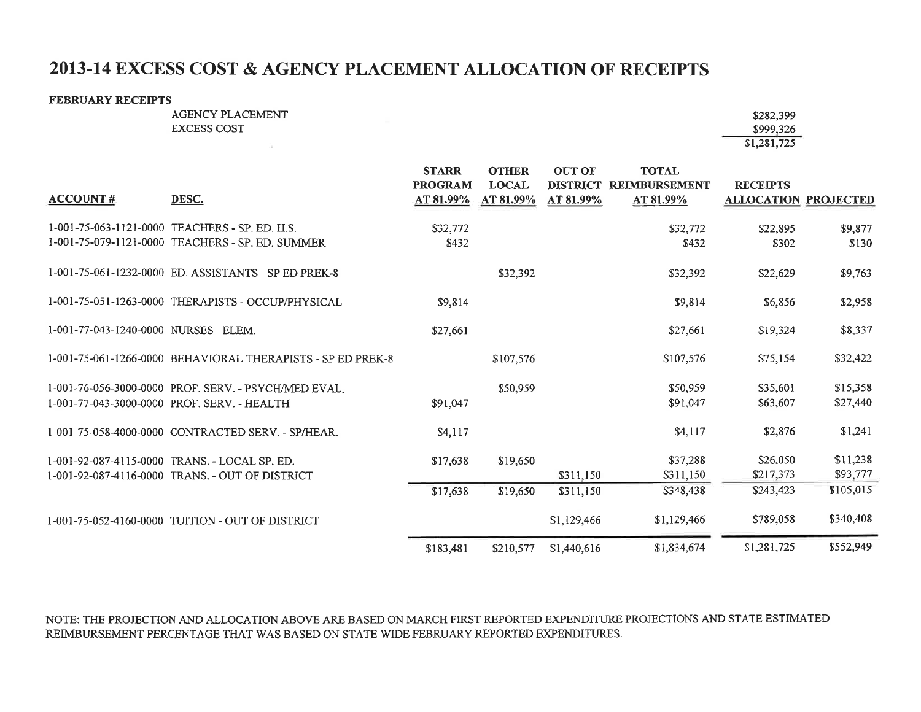# 2013-14 EXCESS COST & AGENCY PLACEMENT ALLOCATION OF RECEIPTS

**FEBRUARY RECEIPTS**

| | |
|---|---|
| AGENCY PLACEMENT | $282,399 |
| EXCESS COST | $999,326 |
| | $1,281,725 |

| ACCOUNT # | DESC. | STARR PROGRAM AT 81.99% | OTHER LOCAL AT 81.99% | OUT OF DISTRICT AT 81.99% | TOTAL REIMBURSEMENT AT 81.99% | RECEIPTS ALLOCATION | PROJECTED |
|---|---|---|---|---|---|---|---|
| 1-001-75-063-1121-0000 | TEACHERS - SP. ED. H.S. | $32,772 | | | $32,772 | $22,895 | $9,877 |
| 1-001-75-079-1121-0000 | TEACHERS - SP. ED. SUMMER | $432 | | | $432 | $302 | $130 |
| 1-001-75-061-1232-0000 | ED. ASSISTANTS - SP ED PREK-8 | | $32,392 | | $32,392 | $22,629 | $9,763 |
| 1-001-75-051-1263-0000 | THERAPISTS - OCCUP/PHYSICAL | $9,814 | | | $9,814 | $6,856 | $2,958 |
| 1-001-77-043-1240-0000 | NURSES - ELEM. | $27,661 | | | $27,661 | $19,324 | $8,337 |
| 1-001-75-061-1266-0000 | BEHAVIORAL THERAPISTS - SP ED PREK-8 | | $107,576 | | $107,576 | $75,154 | $32,422 |
| 1-001-76-056-3000-0000 | PROF. SERV. - PSYCH/MED EVAL. | | $50,959 | | $50,959 | $35,601 | $15,358 |
| 1-001-77-043-3000-0000 | PROF. SERV. - HEALTH | $91,047 | | | $91,047 | $63,607 | $27,440 |
| 1-001-75-058-4000-0000 | CONTRACTED SERV. - SP/HEAR. | $4,117 | | | $4,117 | $2,876 | $1,241 |
| 1-001-92-087-4115-0000 | TRANS. - LOCAL SP. ED. | $17,638 | $19,650 | | $37,288 | $26,050 | $11,238 |
| 1-001-92-087-4116-0000 | TRANS. - OUT OF DISTRICT | | | $311,150 | $311,150 | $217,373 | $93,777 |
| | | $17,638 | $19,650 | $311,150 | $348,438 | $243,423 | $105,015 |
| 1-001-75-052-4160-0000 | TUITION - OUT OF DISTRICT | | | $1,129,466 | $1,129,466 | $789,058 | $340,408 |
| | | $183,481 | $210,577 | $1,440,616 | $1,834,674 | $1,281,725 | $552,949 |

NOTE: THE PROJECTION AND ALLOCATION ABOVE ARE BASED ON MARCH FIRST REPORTED EXPENDITURE PROJECTIONS AND STATE ESTIMATED REIMBURSEMENT PERCENTAGE THAT WAS BASED ON STATE WIDE FEBRUARY REPORTED EXPENDITURES.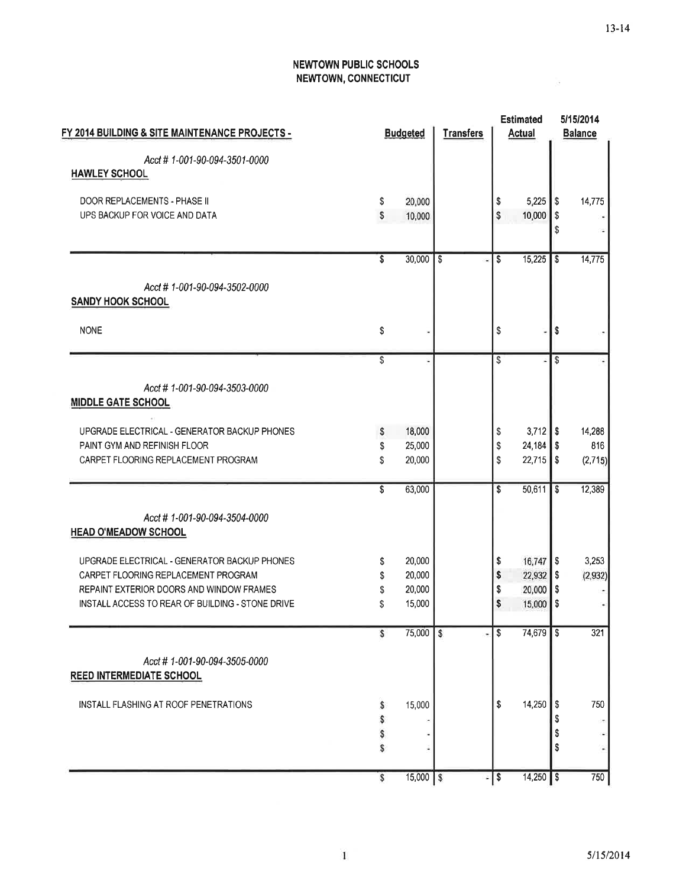13-14

**NEWTOWN PUBLIC SCHOOLS**
**NEWTOWN, CONNECTICUT**

| FY 2014 BUILDING & SITE MAINTENANCE PROJECTS - | Budgeted | Transfers | Estimated Actual | 5/15/2014 Balance |
|---|---|---|---|---|
| *Acct # 1-001-90-094-3501-0000* | | | | |
| **HAWLEY SCHOOL** | | | | |
| DOOR REPLACEMENTS - PHASE II | $ 20,000 | | $ 5,225 | $ 14,775 |
| UPS BACKUP FOR VOICE AND DATA | $ 10,000 | | $ 10,000 | $ - |
| | | | | $ - |
| | $ 30,000 | $ - | $ 15,225 | $ 14,775 |
| *Acct # 1-001-90-094-3502-0000* | | | | |
| **SANDY HOOK SCHOOL** | | | | |
| NONE | $ - | | $ - | $ - |
| | $ - | | $ - | $ - |
| *Acct # 1-001-90-094-3503-0000* | | | | |
| **MIDDLE GATE SCHOOL** | | | | |
| UPGRADE ELECTRICAL - GENERATOR BACKUP PHONES | $ 18,000 | | $ 3,712 | $ 14,288 |
| PAINT GYM AND REFINISH FLOOR | $ 25,000 | | $ 24,184 | $ 816 |
| CARPET FLOORING REPLACEMENT PROGRAM | $ 20,000 | | $ 22,715 | $ (2,715) |
| | $ 63,000 | | $ 50,611 | $ 12,389 |
| *Acct # 1-001-90-094-3504-0000* | | | | |
| **HEAD O'MEADOW SCHOOL** | | | | |
| UPGRADE ELECTRICAL - GENERATOR BACKUP PHONES | $ 20,000 | | $ 16,747 | $ 3,253 |
| CARPET FLOORING REPLACEMENT PROGRAM | $ 20,000 | | $ 22,932 | $ (2,932) |
| REPAINT EXTERIOR DOORS AND WINDOW FRAMES | $ 20,000 | | $ 20,000 | $ - |
| INSTALL ACCESS TO REAR OF BUILDING - STONE DRIVE | $ 15,000 | | $ 15,000 | $ - |
| | $ 75,000 | $ - | $ 74,679 | $ 321 |
| *Acct # 1-001-90-094-3505-0000* | | | | |
| **REED INTERMEDIATE SCHOOL** | | | | |
| INSTALL FLASHING AT ROOF PENETRATIONS | $ 15,000 | | $ 14,250 | $ 750 |
| | $ - | | | $ - |
| | $ - | | | $ - |
| | $ - | | | $ - |
| | $ 15,000 | $ - | $ 14,250 | $ 750 |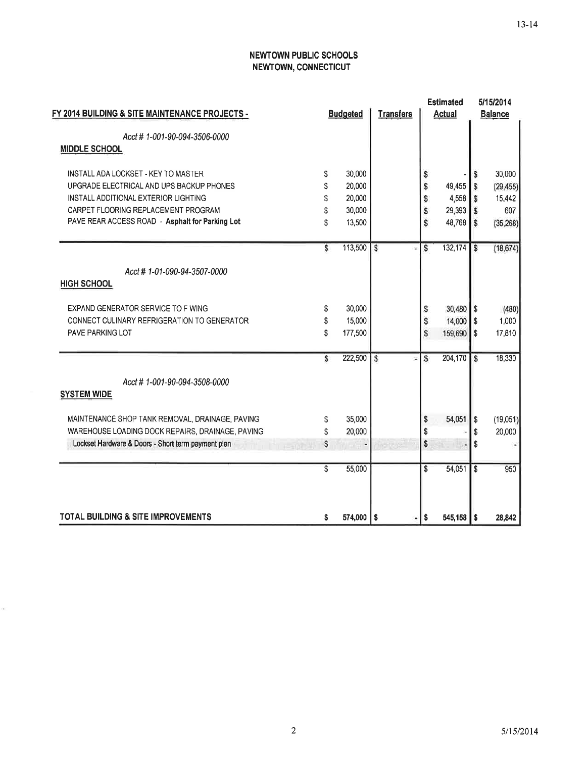**NEWTOWN PUBLIC SCHOOLS**
**NEWTOWN, CONNECTICUT**

| FY 2014 BUILDING & SITE MAINTENANCE PROJECTS - | Budgeted | Transfers | Estimated Actual | 5/15/2014 Balance |
|---|---|---|---|---|
| *Acct # 1-001-90-094-3506-0000* | | | | |
| **MIDDLE SCHOOL** | | | | |
| INSTALL ADA LOCKSET - KEY TO MASTER | $ 30,000 | | $ - | $ 30,000 |
| UPGRADE ELECTRICAL AND UPS BACKUP PHONES | $ 20,000 | | $ 49,455 | $ (29,455) |
| INSTALL ADDITIONAL EXTERIOR LIGHTING | $ 20,000 | | $ 4,558 | $ 15,442 |
| CARPET FLOORING REPLACEMENT PROGRAM | $ 30,000 | | $ 29,393 | $ 607 |
| PAVE REAR ACCESS ROAD - **Asphalt for Parking Lot** | $ 13,500 | | $ 48,768 | $ (35,268) |
| | $ 113,500 | $ - | $ 132,174 | $ (18,674) |
| *Acct # 1-01-090-94-3507-0000* | | | | |
| **HIGH SCHOOL** | | | | |
| EXPAND GENERATOR SERVICE TO F WING | $ 30,000 | | $ 30,480 | $ (480) |
| CONNECT CULINARY REFRIGERATION TO GENERATOR | $ 15,000 | | $ 14,000 | $ 1,000 |
| PAVE PARKING LOT | $ 177,500 | | $ 159,690 | $ 17,810 |
| | $ 222,500 | $ - | $ 204,170 | $ 18,330 |
| *Acct # 1-001-90-094-3508-0000* | | | | |
| **SYSTEM WIDE** | | | | |
| MAINTENANCE SHOP TANK REMOVAL, DRAINAGE, PAVING | $ 35,000 | | $ 54,051 | $ (19,051) |
| WAREHOUSE LOADING DOCK REPAIRS, DRAINAGE, PAVING | $ 20,000 | | $ - | $ 20,000 |
| Lockset Hardware & Doors - Short term payment plan | $ - | | $ - | $ - |
| | $ 55,000 | | $ 54,051 | $ 950 |
| **TOTAL BUILDING & SITE IMPROVEMENTS** | **$ 574,000** | **$ -** | **$ 545,158** | **$ 28,842** |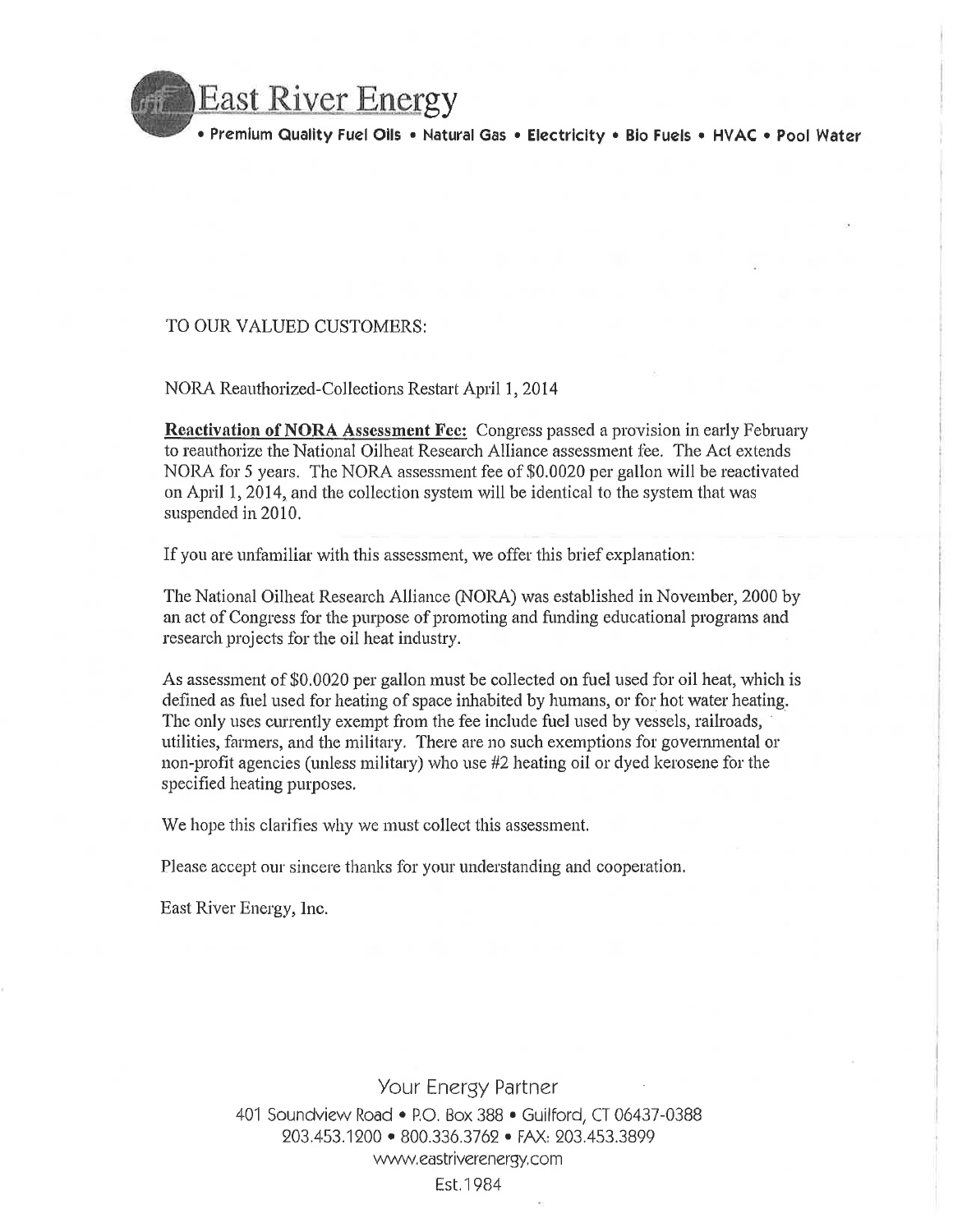# East River Energy

• Premium Quality Fuel Oils • Natural Gas • Electricity • Bio Fuels • HVAC • Pool Water

TO OUR VALUED CUSTOMERS:

NORA Reauthorized-Collections Restart April 1, 2014

**Reactivation of NORA Assessment Fee:** Congress passed a provision in early February to reauthorize the National Oilheat Research Alliance assessment fee. The Act extends NORA for 5 years. The NORA assessment fee of $0.0020 per gallon will be reactivated on April 1, 2014, and the collection system will be identical to the system that was suspended in 2010.

If you are unfamiliar with this assessment, we offer this brief explanation:

The National Oilheat Research Alliance (NORA) was established in November, 2000 by an act of Congress for the purpose of promoting and funding educational programs and research projects for the oil heat industry.

As assessment of $0.0020 per gallon must be collected on fuel used for oil heat, which is defined as fuel used for heating of space inhabited by humans, or for hot water heating. The only uses currently exempt from the fee include fuel used by vessels, railroads, utilities, farmers, and the military. There are no such exemptions for governmental or non-profit agencies (unless military) who use #2 heating oil or dyed kerosene for the specified heating purposes.

We hope this clarifies why we must collect this assessment.

Please accept our sincere thanks for your understanding and cooperation.

East River Energy, Inc.

Your Energy Partner

401 Soundview Road • P.O. Box 388 • Guilford, CT 06437-0388

203.453.1200 • 800.336.3762 • FAX: 203.453.3899

www.eastriverenergy.com

Est.1984